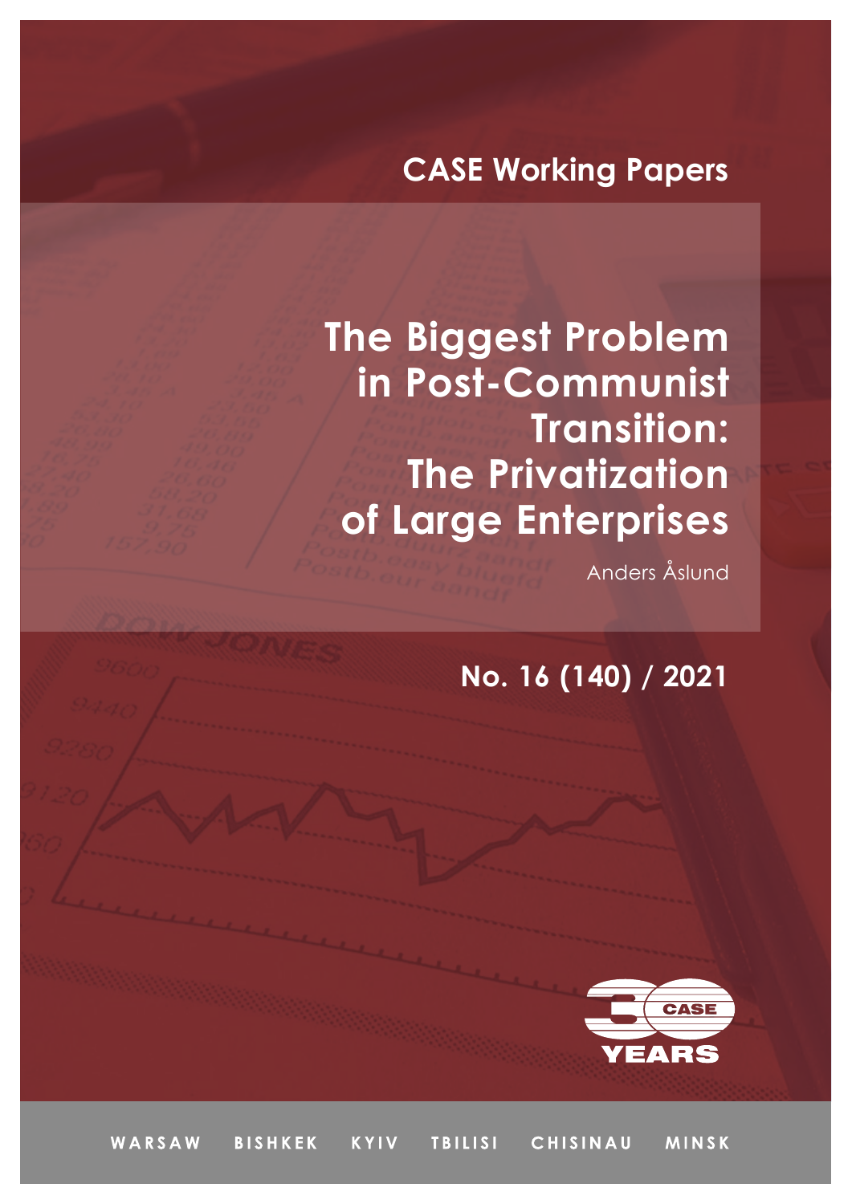CASE Working Papers

# The Biggest Problem in Post-Communist Transition: The Privatization of Large Enterprises

Anders Åslund

**No. 16 (140) / 2021**

WARSAW BISHKEK KYIV TBILISI CHISINAU MINSK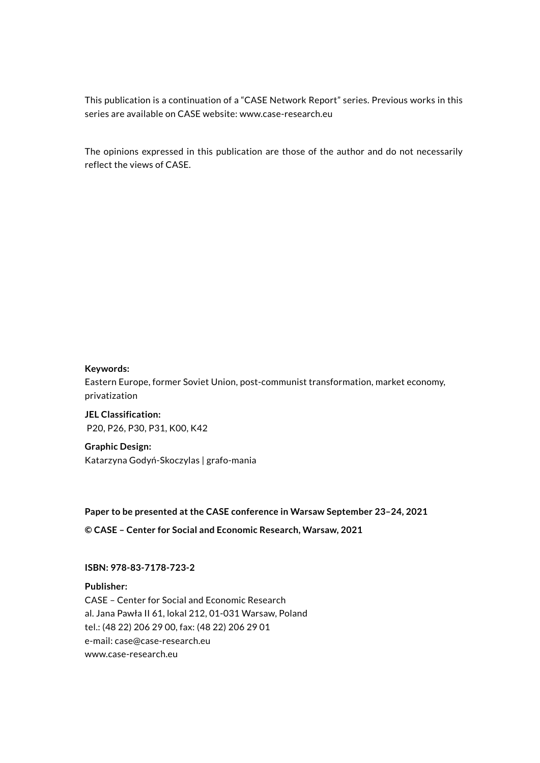This publication is a continuation of a "CASE Network Report" series. Previous works in this series are available on CASE website: www.case-research.eu

The opinions expressed in this publication are those of the author and do not necessarily reflect the views of CASE.

**Keywords:**
Eastern Europe, former Soviet Union, post-communist transformation, market economy, privatization

**JEL Classification:**
P20, P26, P30, P31, K00, K42

**Graphic Design:**
Katarzyna Godyń-Skoczylas | grafo-mania

**Paper to be presented at the CASE conference in Warsaw September 23–24, 2021**

**© CASE – Center for Social and Economic Research, Warsaw, 2021**

**ISBN: 978-83-7178-723-2**

**Publisher:**
CASE – Center for Social and Economic Research
al. Jana Pawła II 61, lokal 212, 01-031 Warsaw, Poland
tel.: (48 22) 206 29 00, fax: (48 22) 206 29 01
e-mail: case@case-research.eu
www.case-research.eu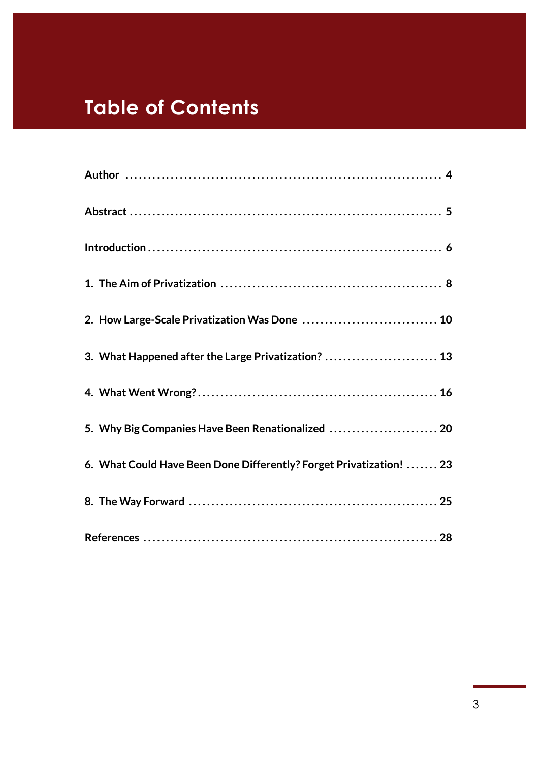# Table of Contents

**Author** ........................................................................ 4

**Abstract** ...................................................................... 5

**Introduction** ................................................................. 6

**1. The Aim of Privatization** ............................................... 8

**2. How Large-Scale Privatization Was Done** ............................ 10

**3. What Happened after the Large Privatization?** ....................... 13

**4. What Went Wrong?** ....................................................... 16

**5. Why Big Companies Have Been Renationalized** ...................... 20

**6. What Could Have Been Done Differently? Forget Privatization!** ....... 23

**8. The Way Forward** ......................................................... 25

**References** .................................................................. 28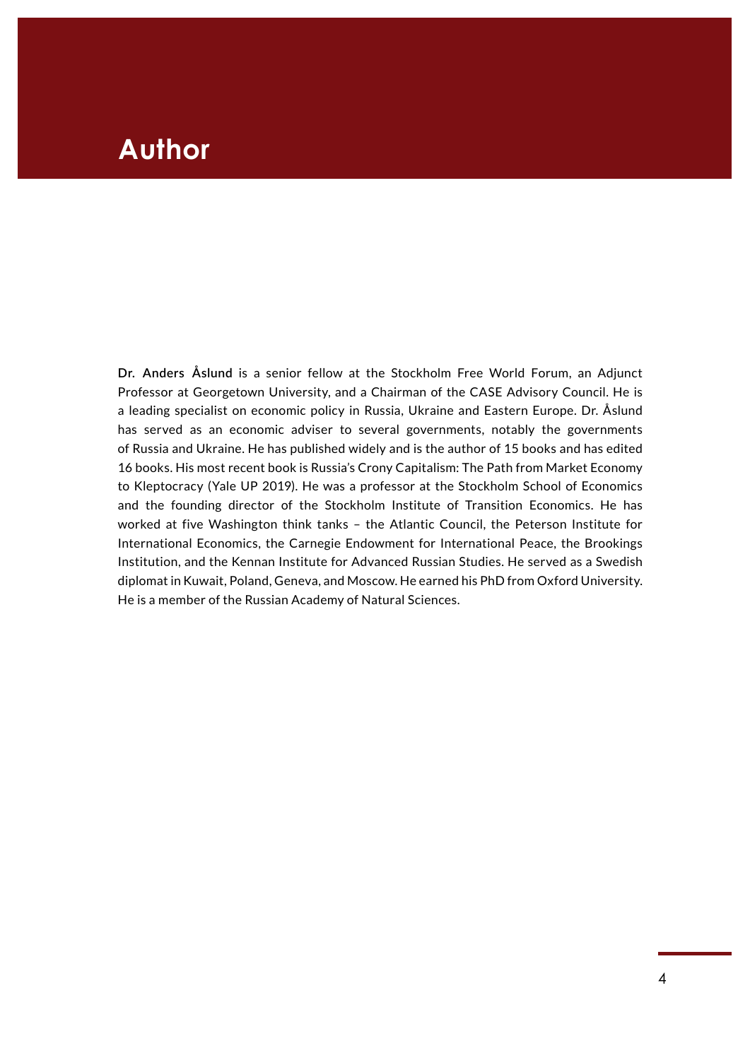# Author

**Dr. Anders Åslund** is a senior fellow at the Stockholm Free World Forum, an Adjunct Professor at Georgetown University, and a Chairman of the CASE Advisory Council. He is a leading specialist on economic policy in Russia, Ukraine and Eastern Europe. Dr. Åslund has served as an economic adviser to several governments, notably the governments of Russia and Ukraine. He has published widely and is the author of 15 books and has edited 16 books. His most recent book is Russia's Crony Capitalism: The Path from Market Economy to Kleptocracy (Yale UP 2019). He was a professor at the Stockholm School of Economics and the founding director of the Stockholm Institute of Transition Economics. He has worked at five Washington think tanks – the Atlantic Council, the Peterson Institute for International Economics, the Carnegie Endowment for International Peace, the Brookings Institution, and the Kennan Institute for Advanced Russian Studies. He served as a Swedish diplomat in Kuwait, Poland, Geneva, and Moscow. He earned his PhD from Oxford University. He is a member of the Russian Academy of Natural Sciences.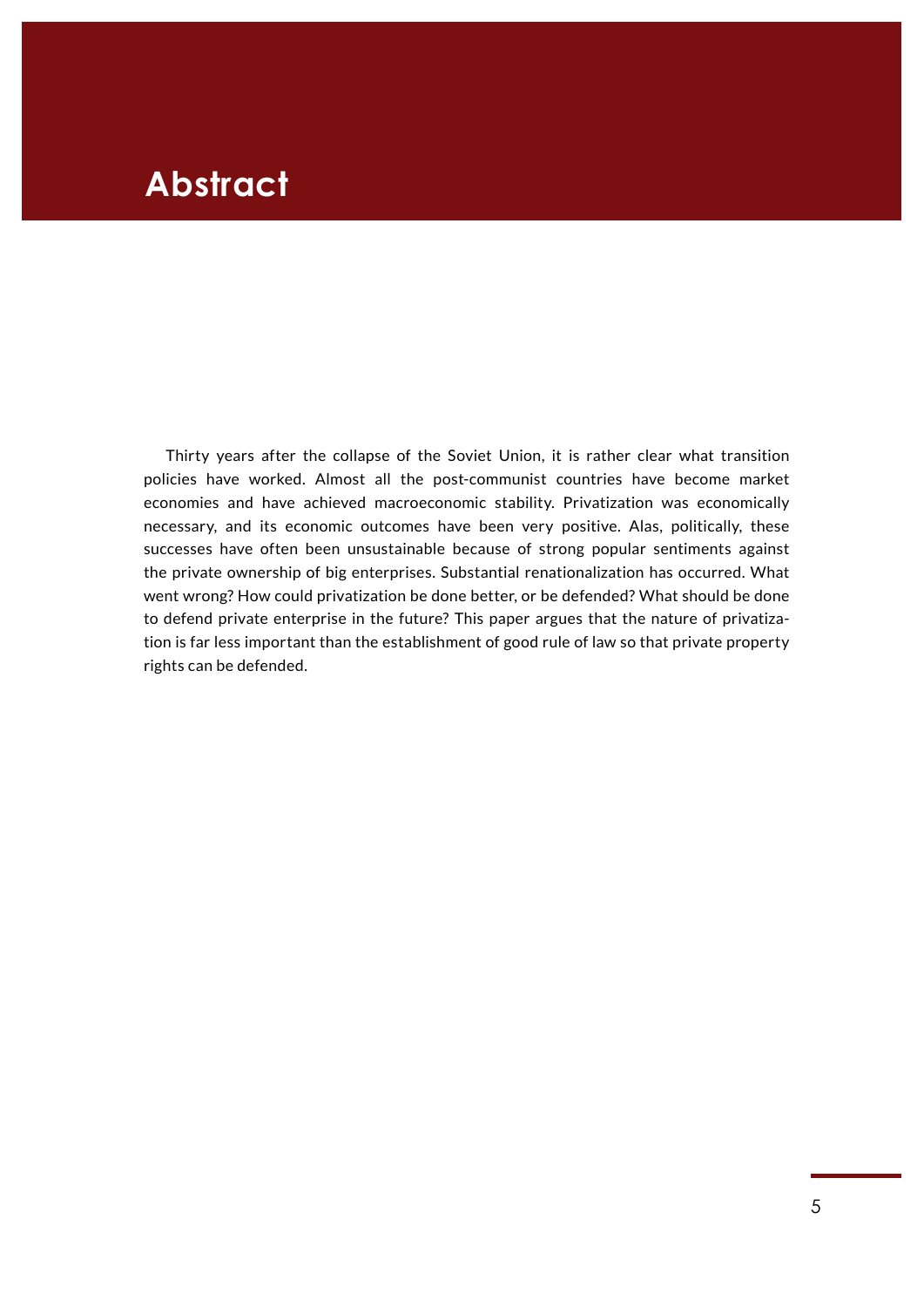# Abstract

Thirty years after the collapse of the Soviet Union, it is rather clear what transition policies have worked. Almost all the post-communist countries have become market economies and have achieved macroeconomic stability. Privatization was economically necessary, and its economic outcomes have been very positive. Alas, politically, these successes have often been unsustainable because of strong popular sentiments against the private ownership of big enterprises. Substantial renationalization has occurred. What went wrong? How could privatization be done better, or be defended? What should be done to defend private enterprise in the future? This paper argues that the nature of privatization is far less important than the establishment of good rule of law so that private property rights can be defended.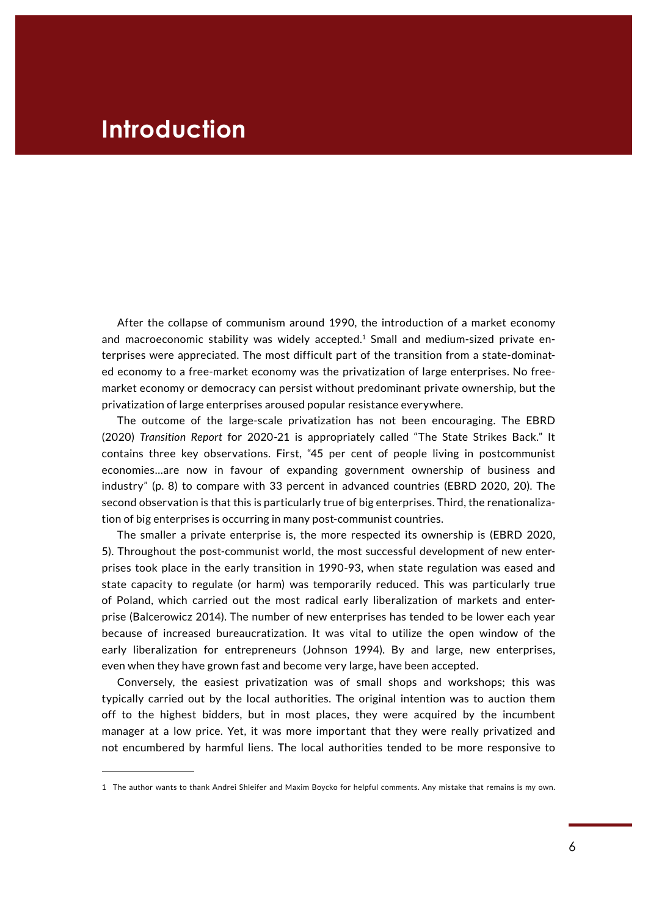# Introduction

After the collapse of communism around 1990, the introduction of a market economy and macroeconomic stability was widely accepted.[1] Small and medium-sized private enterprises were appreciated. The most difficult part of the transition from a state-dominated economy to a free-market economy was the privatization of large enterprises. No free-market economy or democracy can persist without predominant private ownership, but the privatization of large enterprises aroused popular resistance everywhere.

The outcome of the large-scale privatization has not been encouraging. The EBRD (2020) *Transition Report* for 2020-21 is appropriately called "The State Strikes Back." It contains three key observations. First, "45 per cent of people living in postcommunist economies…are now in favour of expanding government ownership of business and industry" (p. 8) to compare with 33 percent in advanced countries (EBRD 2020, 20). The second observation is that this is particularly true of big enterprises. Third, the renationalization of big enterprises is occurring in many post-communist countries.

The smaller a private enterprise is, the more respected its ownership is (EBRD 2020, 5). Throughout the post-communist world, the most successful development of new enterprises took place in the early transition in 1990-93, when state regulation was eased and state capacity to regulate (or harm) was temporarily reduced. This was particularly true of Poland, which carried out the most radical early liberalization of markets and enterprise (Balcerowicz 2014). The number of new enterprises has tended to be lower each year because of increased bureaucratization. It was vital to utilize the open window of the early liberalization for entrepreneurs (Johnson 1994). By and large, new enterprises, even when they have grown fast and become very large, have been accepted.

Conversely, the easiest privatization was of small shops and workshops; this was typically carried out by the local authorities. The original intention was to auction them off to the highest bidders, but in most places, they were acquired by the incumbent manager at a low price. Yet, it was more important that they were really privatized and not encumbered by harmful liens. The local authorities tended to be more responsive to

1 The author wants to thank Andrei Shleifer and Maxim Boycko for helpful comments. Any mistake that remains is my own.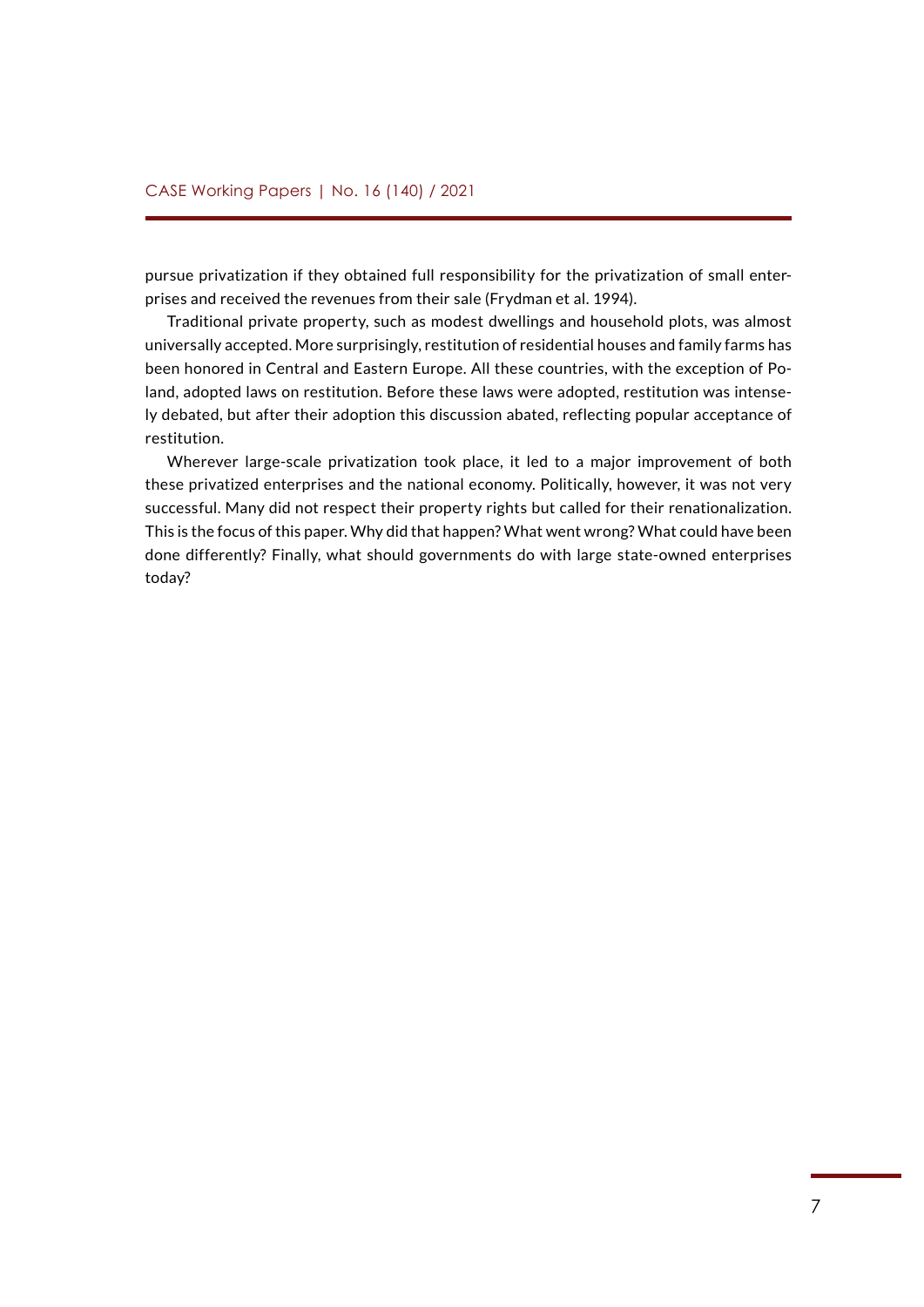pursue privatization if they obtained full responsibility for the privatization of small enterprises and received the revenues from their sale (Frydman et al. 1994).

Traditional private property, such as modest dwellings and household plots, was almost universally accepted. More surprisingly, restitution of residential houses and family farms has been honored in Central and Eastern Europe. All these countries, with the exception of Poland, adopted laws on restitution. Before these laws were adopted, restitution was intensely debated, but after their adoption this discussion abated, reflecting popular acceptance of restitution.

Wherever large-scale privatization took place, it led to a major improvement of both these privatized enterprises and the national economy. Politically, however, it was not very successful. Many did not respect their property rights but called for their renationalization. This is the focus of this paper. Why did that happen? What went wrong? What could have been done differently? Finally, what should governments do with large state-owned enterprises today?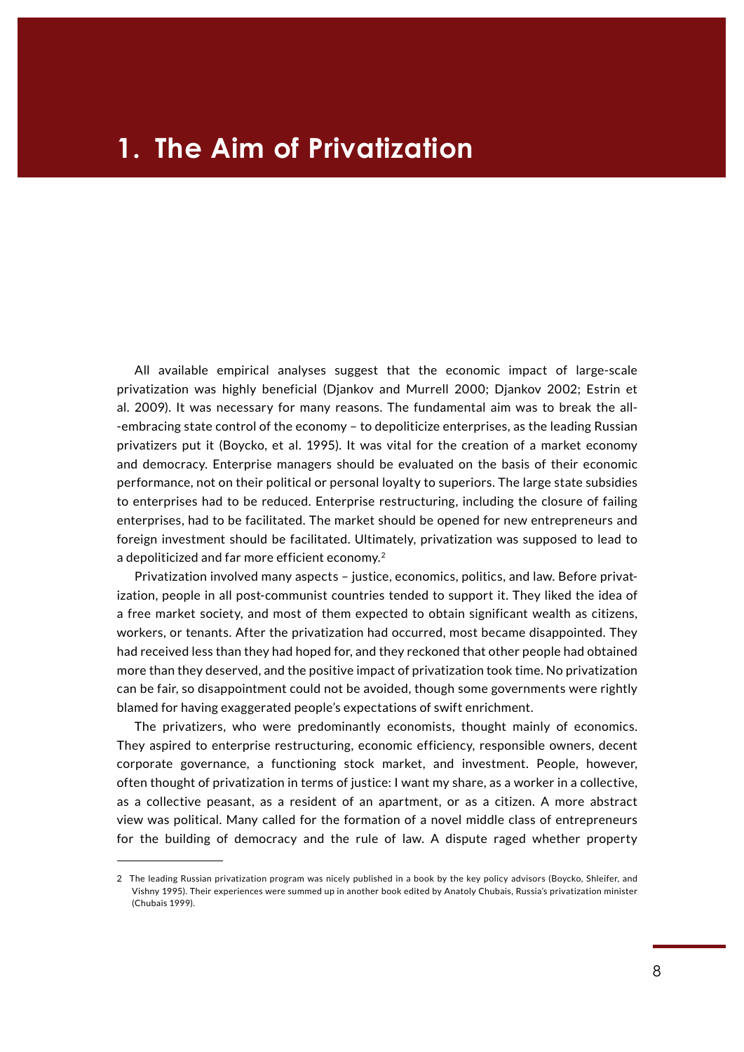# 1. The Aim of Privatization

All available empirical analyses suggest that the economic impact of large-scale privatization was highly beneficial (Djankov and Murrell 2000; Djankov 2002; Estrin et al. 2009). It was necessary for many reasons. The fundamental aim was to break the all-embracing state control of the economy – to depoliticize enterprises, as the leading Russian privatizers put it (Boycko, et al. 1995). It was vital for the creation of a market economy and democracy. Enterprise managers should be evaluated on the basis of their economic performance, not on their political or personal loyalty to superiors. The large state subsidies to enterprises had to be reduced. Enterprise restructuring, including the closure of failing enterprises, had to be facilitated. The market should be opened for new entrepreneurs and foreign investment should be facilitated. Ultimately, privatization was supposed to lead to a depoliticized and far more efficient economy.[2]

Privatization involved many aspects – justice, economics, politics, and law. Before privatization, people in all post-communist countries tended to support it. They liked the idea of a free market society, and most of them expected to obtain significant wealth as citizens, workers, or tenants. After the privatization had occurred, most became disappointed. They had received less than they had hoped for, and they reckoned that other people had obtained more than they deserved, and the positive impact of privatization took time. No privatization can be fair, so disappointment could not be avoided, though some governments were rightly blamed for having exaggerated people's expectations of swift enrichment.

The privatizers, who were predominantly economists, thought mainly of economics. They aspired to enterprise restructuring, economic efficiency, responsible owners, decent corporate governance, a functioning stock market, and investment. People, however, often thought of privatization in terms of justice: I want my share, as a worker in a collective, as a collective peasant, as a resident of an apartment, or as a citizen. A more abstract view was political. Many called for the formation of a novel middle class of entrepreneurs for the building of democracy and the rule of law. A dispute raged whether property

---

2 The leading Russian privatization program was nicely published in a book by the key policy advisors (Boycko, Shleifer, and Vishny 1995). Their experiences were summed up in another book edited by Anatoly Chubais, Russia's privatization minister (Chubais 1999).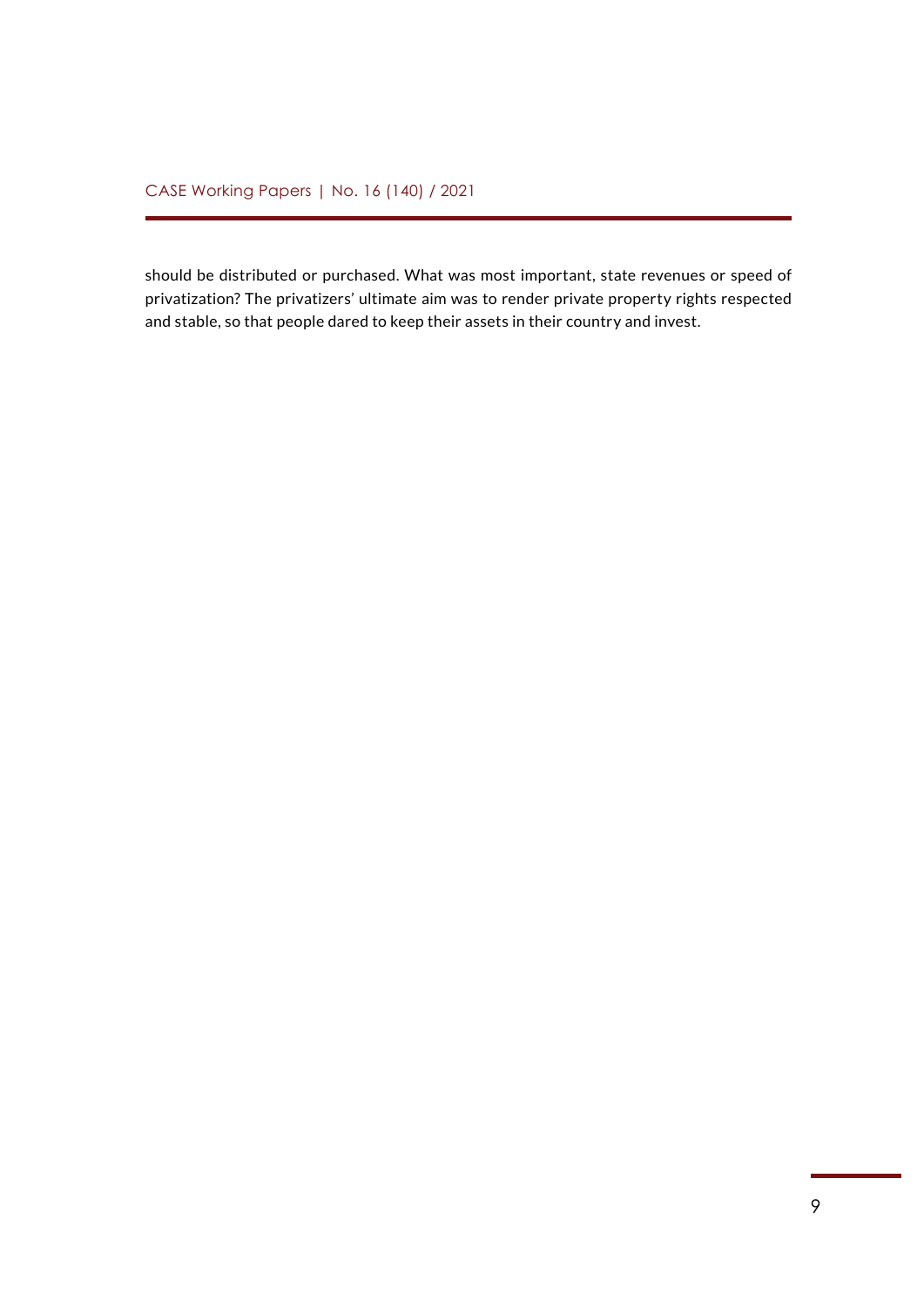should be distributed or purchased. What was most important, state revenues or speed of privatization? The privatizers' ultimate aim was to render private property rights respected and stable, so that people dared to keep their assets in their country and invest.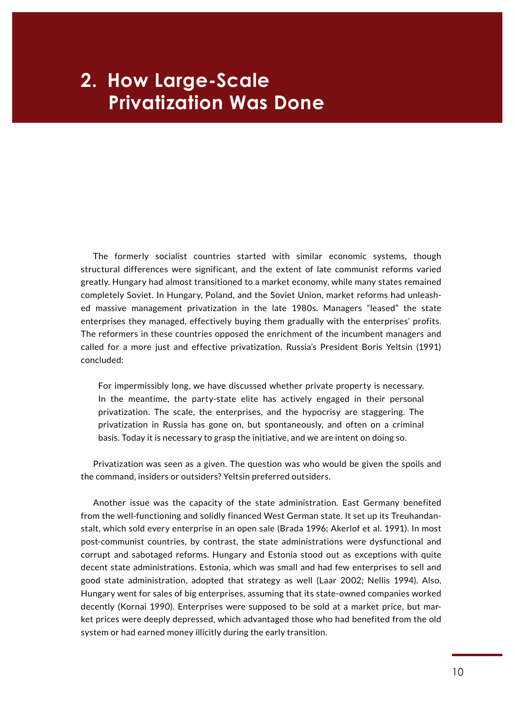# 2. How Large-Scale Privatization Was Done

The formerly socialist countries started with similar economic systems, though structural differences were significant, and the extent of late communist reforms varied greatly. Hungary had almost transitioned to a market economy, while many states remained completely Soviet. In Hungary, Poland, and the Soviet Union, market reforms had unleashed massive management privatization in the late 1980s. Managers "leased" the state enterprises they managed, effectively buying them gradually with the enterprises' profits. The reformers in these countries opposed the enrichment of the incumbent managers and called for a more just and effective privatization. Russia's President Boris Yeltsin (1991) concluded:

> For impermissibly long, we have discussed whether private property is necessary. In the meantime, the party-state elite has actively engaged in their personal privatization. The scale, the enterprises, and the hypocrisy are staggering. The privatization in Russia has gone on, but spontaneously, and often on a criminal basis. Today it is necessary to grasp the initiative, and we are intent on doing so.

Privatization was seen as a given. The question was who would be given the spoils and the command, insiders or outsiders? Yeltsin preferred outsiders.

Another issue was the capacity of the state administration. East Germany benefited from the well-functioning and solidly financed West German state. It set up its Treuhandanstalt, which sold every enterprise in an open sale (Brada 1996; Akerlof et al. 1991). In most post-communist countries, by contrast, the state administrations were dysfunctional and corrupt and sabotaged reforms. Hungary and Estonia stood out as exceptions with quite decent state administrations. Estonia, which was small and had few enterprises to sell and good state administration, adopted that strategy as well (Laar 2002; Nellis 1994). Also, Hungary went for sales of big enterprises, assuming that its state-owned companies worked decently (Kornai 1990). Enterprises were supposed to be sold at a market price, but market prices were deeply depressed, which advantaged those who had benefited from the old system or had earned money illicitly during the early transition.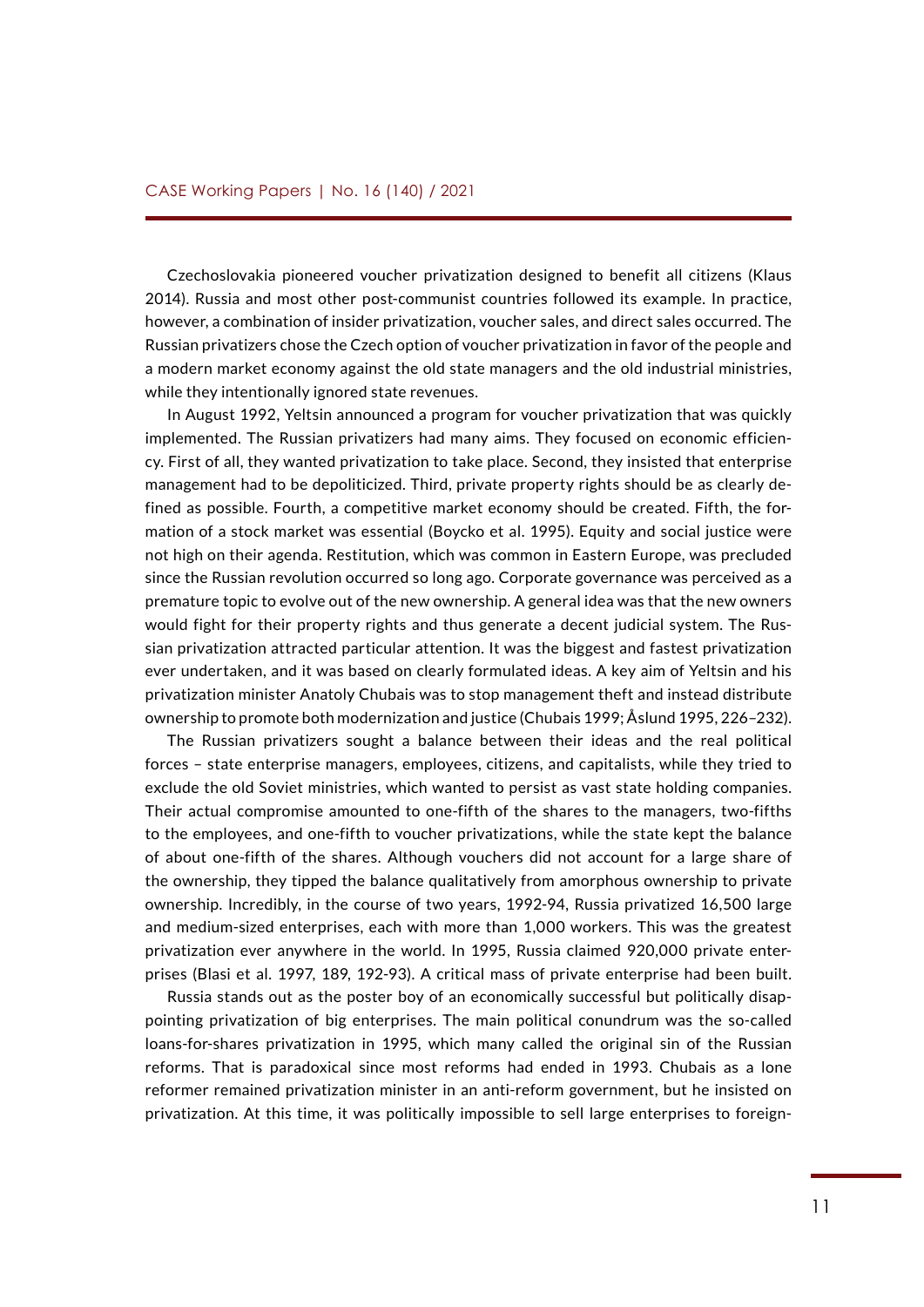Czechoslovakia pioneered voucher privatization designed to benefit all citizens (Klaus 2014). Russia and most other post-communist countries followed its example. In practice, however, a combination of insider privatization, voucher sales, and direct sales occurred. The Russian privatizers chose the Czech option of voucher privatization in favor of the people and a modern market economy against the old state managers and the old industrial ministries, while they intentionally ignored state revenues.

In August 1992, Yeltsin announced a program for voucher privatization that was quickly implemented. The Russian privatizers had many aims. They focused on economic efficiency. First of all, they wanted privatization to take place. Second, they insisted that enterprise management had to be depoliticized. Third, private property rights should be as clearly defined as possible. Fourth, a competitive market economy should be created. Fifth, the formation of a stock market was essential (Boycko et al. 1995). Equity and social justice were not high on their agenda. Restitution, which was common in Eastern Europe, was precluded since the Russian revolution occurred so long ago. Corporate governance was perceived as a premature topic to evolve out of the new ownership. A general idea was that the new owners would fight for their property rights and thus generate a decent judicial system. The Russian privatization attracted particular attention. It was the biggest and fastest privatization ever undertaken, and it was based on clearly formulated ideas. A key aim of Yeltsin and his privatization minister Anatoly Chubais was to stop management theft and instead distribute ownership to promote both modernization and justice (Chubais 1999; Åslund 1995, 226–232).

The Russian privatizers sought a balance between their ideas and the real political forces – state enterprise managers, employees, citizens, and capitalists, while they tried to exclude the old Soviet ministries, which wanted to persist as vast state holding companies. Their actual compromise amounted to one-fifth of the shares to the managers, two-fifths to the employees, and one-fifth to voucher privatizations, while the state kept the balance of about one-fifth of the shares. Although vouchers did not account for a large share of the ownership, they tipped the balance qualitatively from amorphous ownership to private ownership. Incredibly, in the course of two years, 1992-94, Russia privatized 16,500 large and medium-sized enterprises, each with more than 1,000 workers. This was the greatest privatization ever anywhere in the world. In 1995, Russia claimed 920,000 private enterprises (Blasi et al. 1997, 189, 192-93). A critical mass of private enterprise had been built.

Russia stands out as the poster boy of an economically successful but politically disappointing privatization of big enterprises. The main political conundrum was the so-called loans-for-shares privatization in 1995, which many called the original sin of the Russian reforms. That is paradoxical since most reforms had ended in 1993. Chubais as a lone reformer remained privatization minister in an anti-reform government, but he insisted on privatization. At this time, it was politically impossible to sell large enterprises to foreign-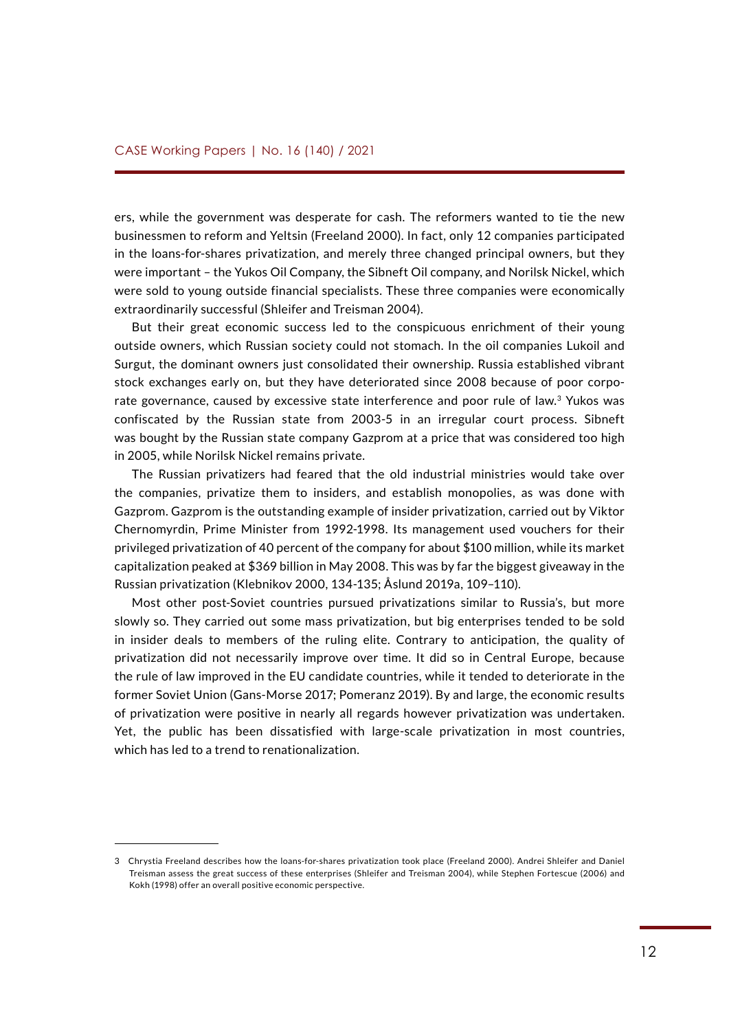ers, while the government was desperate for cash. The reformers wanted to tie the new businessmen to reform and Yeltsin (Freeland 2000). In fact, only 12 companies participated in the loans-for-shares privatization, and merely three changed principal owners, but they were important – the Yukos Oil Company, the Sibneft Oil company, and Norilsk Nickel, which were sold to young outside financial specialists. These three companies were economically extraordinarily successful (Shleifer and Treisman 2004).

But their great economic success led to the conspicuous enrichment of their young outside owners, which Russian society could not stomach. In the oil companies Lukoil and Surgut, the dominant owners just consolidated their ownership. Russia established vibrant stock exchanges early on, but they have deteriorated since 2008 because of poor corporate governance, caused by excessive state interference and poor rule of law.[3] Yukos was confiscated by the Russian state from 2003-5 in an irregular court process. Sibneft was bought by the Russian state company Gazprom at a price that was considered too high in 2005, while Norilsk Nickel remains private.

The Russian privatizers had feared that the old industrial ministries would take over the companies, privatize them to insiders, and establish monopolies, as was done with Gazprom. Gazprom is the outstanding example of insider privatization, carried out by Viktor Chernomyrdin, Prime Minister from 1992-1998. Its management used vouchers for their privileged privatization of 40 percent of the company for about $100 million, while its market capitalization peaked at $369 billion in May 2008. This was by far the biggest giveaway in the Russian privatization (Klebnikov 2000, 134-135; Åslund 2019a, 109–110).

Most other post-Soviet countries pursued privatizations similar to Russia's, but more slowly so. They carried out some mass privatization, but big enterprises tended to be sold in insider deals to members of the ruling elite. Contrary to anticipation, the quality of privatization did not necessarily improve over time. It did so in Central Europe, because the rule of law improved in the EU candidate countries, while it tended to deteriorate in the former Soviet Union (Gans-Morse 2017; Pomeranz 2019). By and large, the economic results of privatization were positive in nearly all regards however privatization was undertaken. Yet, the public has been dissatisfied with large-scale privatization in most countries, which has led to a trend to renationalization.

---

3 Chrystia Freeland describes how the loans-for-shares privatization took place (Freeland 2000). Andrei Shleifer and Daniel Treisman assess the great success of these enterprises (Shleifer and Treisman 2004), while Stephen Fortescue (2006) and Kokh (1998) offer an overall positive economic perspective.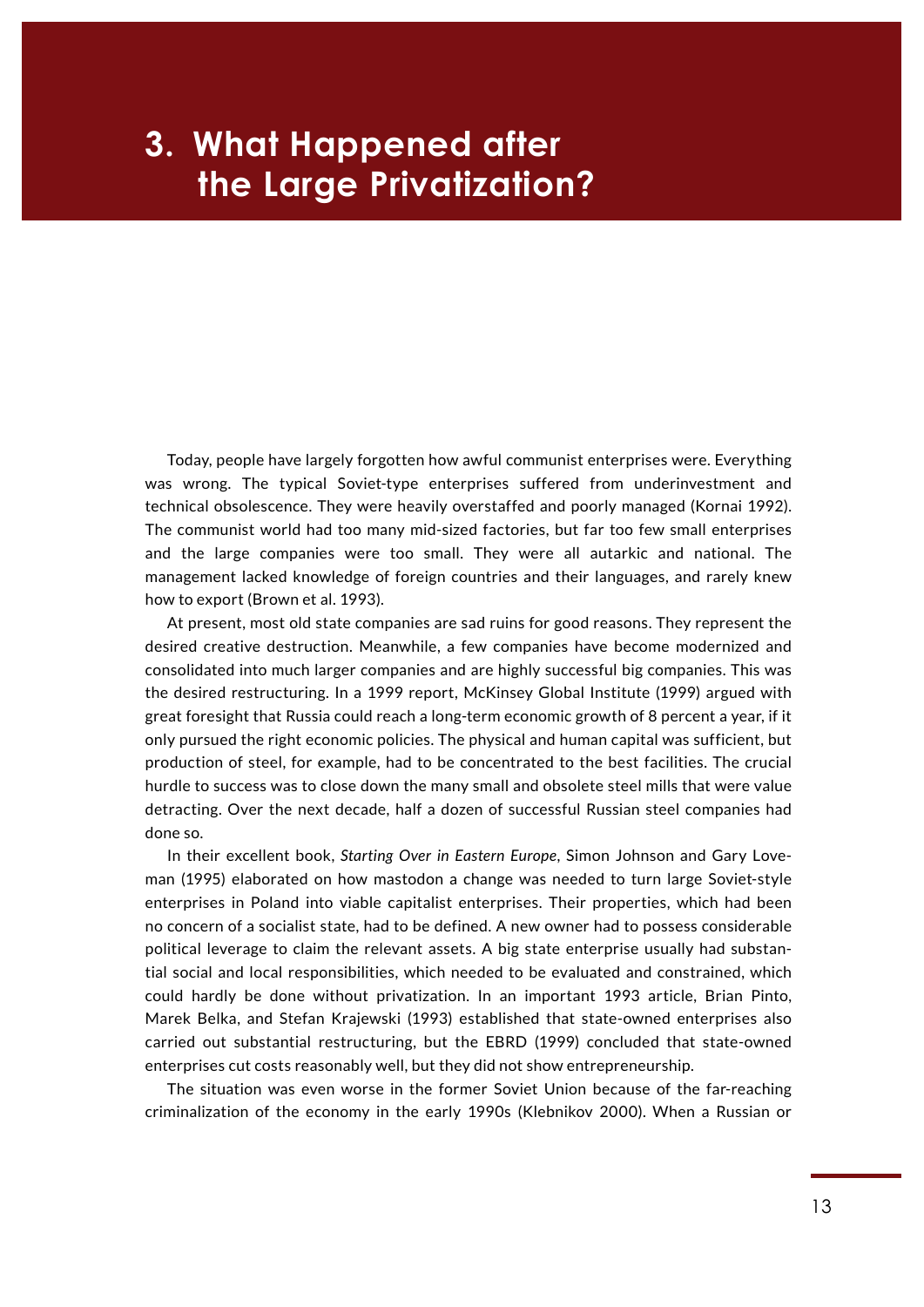# 3. What Happened after the Large Privatization?

Today, people have largely forgotten how awful communist enterprises were. Everything was wrong. The typical Soviet-type enterprises suffered from underinvestment and technical obsolescence. They were heavily overstaffed and poorly managed (Kornai 1992). The communist world had too many mid-sized factories, but far too few small enterprises and the large companies were too small. They were all autarkic and national. The management lacked knowledge of foreign countries and their languages, and rarely knew how to export (Brown et al. 1993).

At present, most old state companies are sad ruins for good reasons. They represent the desired creative destruction. Meanwhile, a few companies have become modernized and consolidated into much larger companies and are highly successful big companies. This was the desired restructuring. In a 1999 report, McKinsey Global Institute (1999) argued with great foresight that Russia could reach a long-term economic growth of 8 percent a year, if it only pursued the right economic policies. The physical and human capital was sufficient, but production of steel, for example, had to be concentrated to the best facilities. The crucial hurdle to success was to close down the many small and obsolete steel mills that were value detracting. Over the next decade, half a dozen of successful Russian steel companies had done so.

In their excellent book, *Starting Over in Eastern Europe*, Simon Johnson and Gary Loveman (1995) elaborated on how mastodon a change was needed to turn large Soviet-style enterprises in Poland into viable capitalist enterprises. Their properties, which had been no concern of a socialist state, had to be defined. A new owner had to possess considerable political leverage to claim the relevant assets. A big state enterprise usually had substantial social and local responsibilities, which needed to be evaluated and constrained, which could hardly be done without privatization. In an important 1993 article, Brian Pinto, Marek Belka, and Stefan Krajewski (1993) established that state-owned enterprises also carried out substantial restructuring, but the EBRD (1999) concluded that state-owned enterprises cut costs reasonably well, but they did not show entrepreneurship.

The situation was even worse in the former Soviet Union because of the far-reaching criminalization of the economy in the early 1990s (Klebnikov 2000). When a Russian or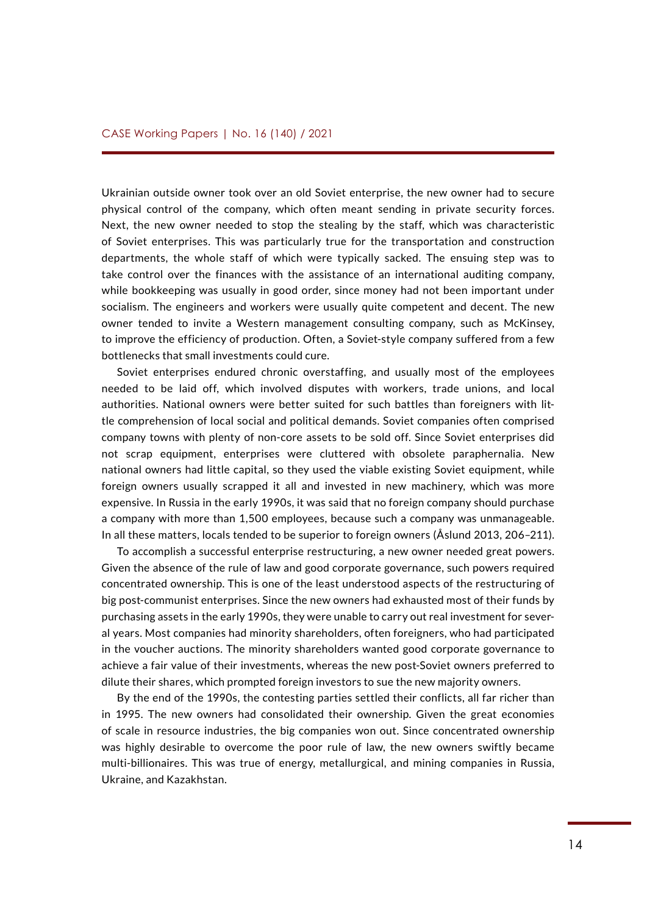Ukrainian outside owner took over an old Soviet enterprise, the new owner had to secure physical control of the company, which often meant sending in private security forces. Next, the new owner needed to stop the stealing by the staff, which was characteristic of Soviet enterprises. This was particularly true for the transportation and construction departments, the whole staff of which were typically sacked. The ensuing step was to take control over the finances with the assistance of an international auditing company, while bookkeeping was usually in good order, since money had not been important under socialism. The engineers and workers were usually quite competent and decent. The new owner tended to invite a Western management consulting company, such as McKinsey, to improve the efficiency of production. Often, a Soviet-style company suffered from a few bottlenecks that small investments could cure.

Soviet enterprises endured chronic overstaffing, and usually most of the employees needed to be laid off, which involved disputes with workers, trade unions, and local authorities. National owners were better suited for such battles than foreigners with little comprehension of local social and political demands. Soviet companies often comprised company towns with plenty of non-core assets to be sold off. Since Soviet enterprises did not scrap equipment, enterprises were cluttered with obsolete paraphernalia. New national owners had little capital, so they used the viable existing Soviet equipment, while foreign owners usually scrapped it all and invested in new machinery, which was more expensive. In Russia in the early 1990s, it was said that no foreign company should purchase a company with more than 1,500 employees, because such a company was unmanageable. In all these matters, locals tended to be superior to foreign owners (Åslund 2013, 206–211).

To accomplish a successful enterprise restructuring, a new owner needed great powers. Given the absence of the rule of law and good corporate governance, such powers required concentrated ownership. This is one of the least understood aspects of the restructuring of big post-communist enterprises. Since the new owners had exhausted most of their funds by purchasing assets in the early 1990s, they were unable to carry out real investment for several years. Most companies had minority shareholders, often foreigners, who had participated in the voucher auctions. The minority shareholders wanted good corporate governance to achieve a fair value of their investments, whereas the new post-Soviet owners preferred to dilute their shares, which prompted foreign investors to sue the new majority owners.

By the end of the 1990s, the contesting parties settled their conflicts, all far richer than in 1995. The new owners had consolidated their ownership. Given the great economies of scale in resource industries, the big companies won out. Since concentrated ownership was highly desirable to overcome the poor rule of law, the new owners swiftly became multi-billionaires. This was true of energy, metallurgical, and mining companies in Russia, Ukraine, and Kazakhstan.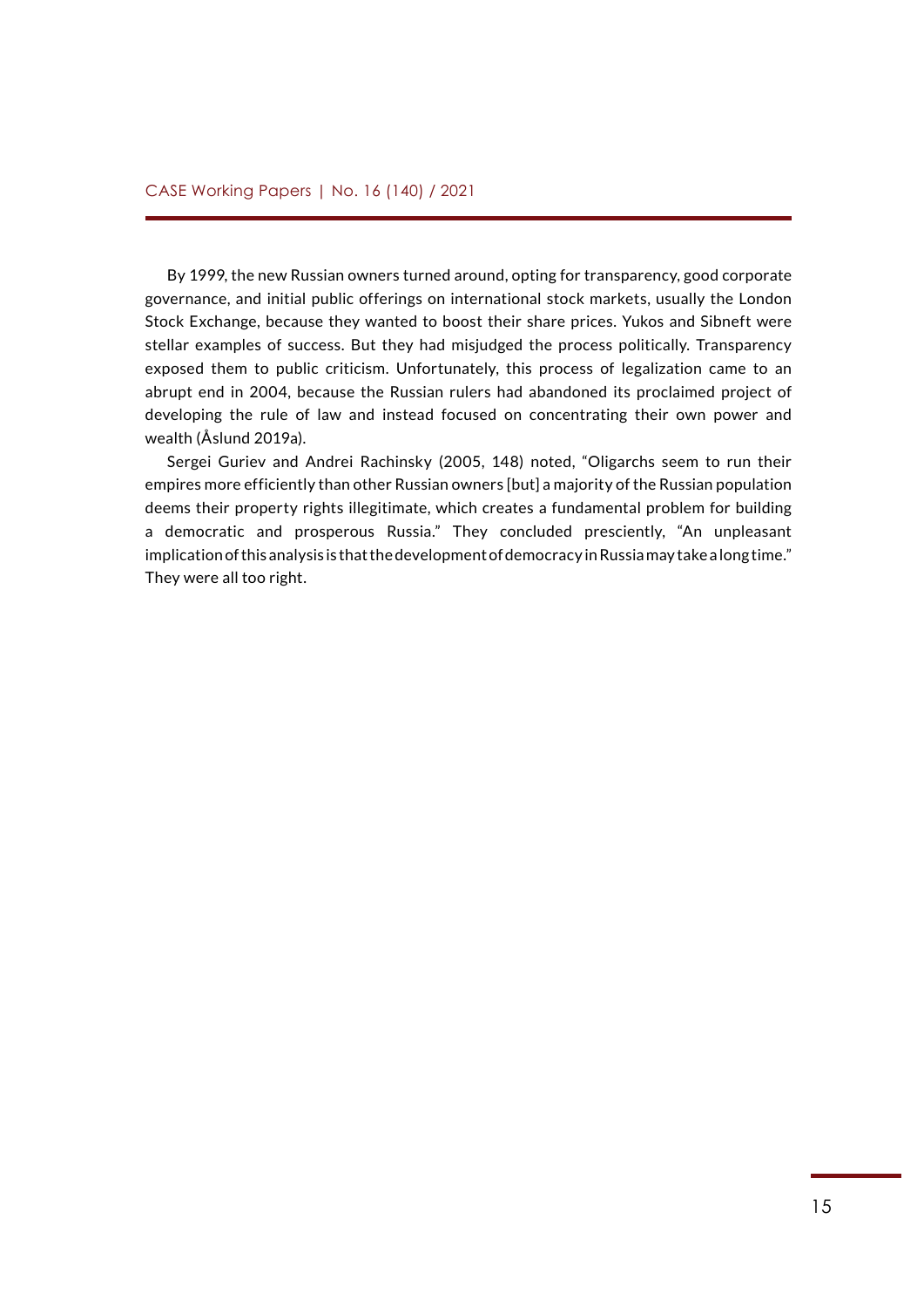By 1999, the new Russian owners turned around, opting for transparency, good corporate governance, and initial public offerings on international stock markets, usually the London Stock Exchange, because they wanted to boost their share prices. Yukos and Sibneft were stellar examples of success. But they had misjudged the process politically. Transparency exposed them to public criticism. Unfortunately, this process of legalization came to an abrupt end in 2004, because the Russian rulers had abandoned its proclaimed project of developing the rule of law and instead focused on concentrating their own power and wealth (Åslund 2019a).

Sergei Guriev and Andrei Rachinsky (2005, 148) noted, "Oligarchs seem to run their empires more efficiently than other Russian owners [but] a majority of the Russian population deems their property rights illegitimate, which creates a fundamental problem for building a democratic and prosperous Russia." They concluded presciently, "An unpleasant implication of this analysis is that the development of democracy in Russia may take a long time." They were all too right.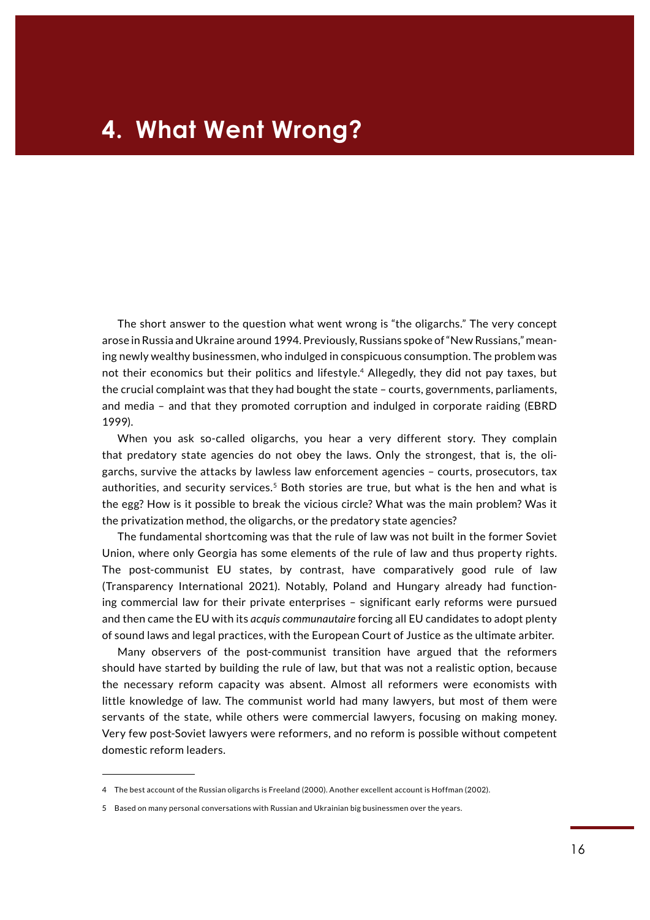# 4. What Went Wrong?

The short answer to the question what went wrong is "the oligarchs." The very concept arose in Russia and Ukraine around 1994. Previously, Russians spoke of "New Russians," meaning newly wealthy businessmen, who indulged in conspicuous consumption. The problem was not their economics but their politics and lifestyle.[4] Allegedly, they did not pay taxes, but the crucial complaint was that they had bought the state – courts, governments, parliaments, and media – and that they promoted corruption and indulged in corporate raiding (EBRD 1999).

When you ask so-called oligarchs, you hear a very different story. They complain that predatory state agencies do not obey the laws. Only the strongest, that is, the oligarchs, survive the attacks by lawless law enforcement agencies – courts, prosecutors, tax authorities, and security services.[5] Both stories are true, but what is the hen and what is the egg? How is it possible to break the vicious circle? What was the main problem? Was it the privatization method, the oligarchs, or the predatory state agencies?

The fundamental shortcoming was that the rule of law was not built in the former Soviet Union, where only Georgia has some elements of the rule of law and thus property rights. The post-communist EU states, by contrast, have comparatively good rule of law (Transparency International 2021). Notably, Poland and Hungary already had functioning commercial law for their private enterprises – significant early reforms were pursued and then came the EU with its *acquis communautaire* forcing all EU candidates to adopt plenty of sound laws and legal practices, with the European Court of Justice as the ultimate arbiter.

Many observers of the post-communist transition have argued that the reformers should have started by building the rule of law, but that was not a realistic option, because the necessary reform capacity was absent. Almost all reformers were economists with little knowledge of law. The communist world had many lawyers, but most of them were servants of the state, while others were commercial lawyers, focusing on making money. Very few post-Soviet lawyers were reformers, and no reform is possible without competent domestic reform leaders.

---

4 The best account of the Russian oligarchs is Freeland (2000). Another excellent account is Hoffman (2002).

5 Based on many personal conversations with Russian and Ukrainian big businessmen over the years.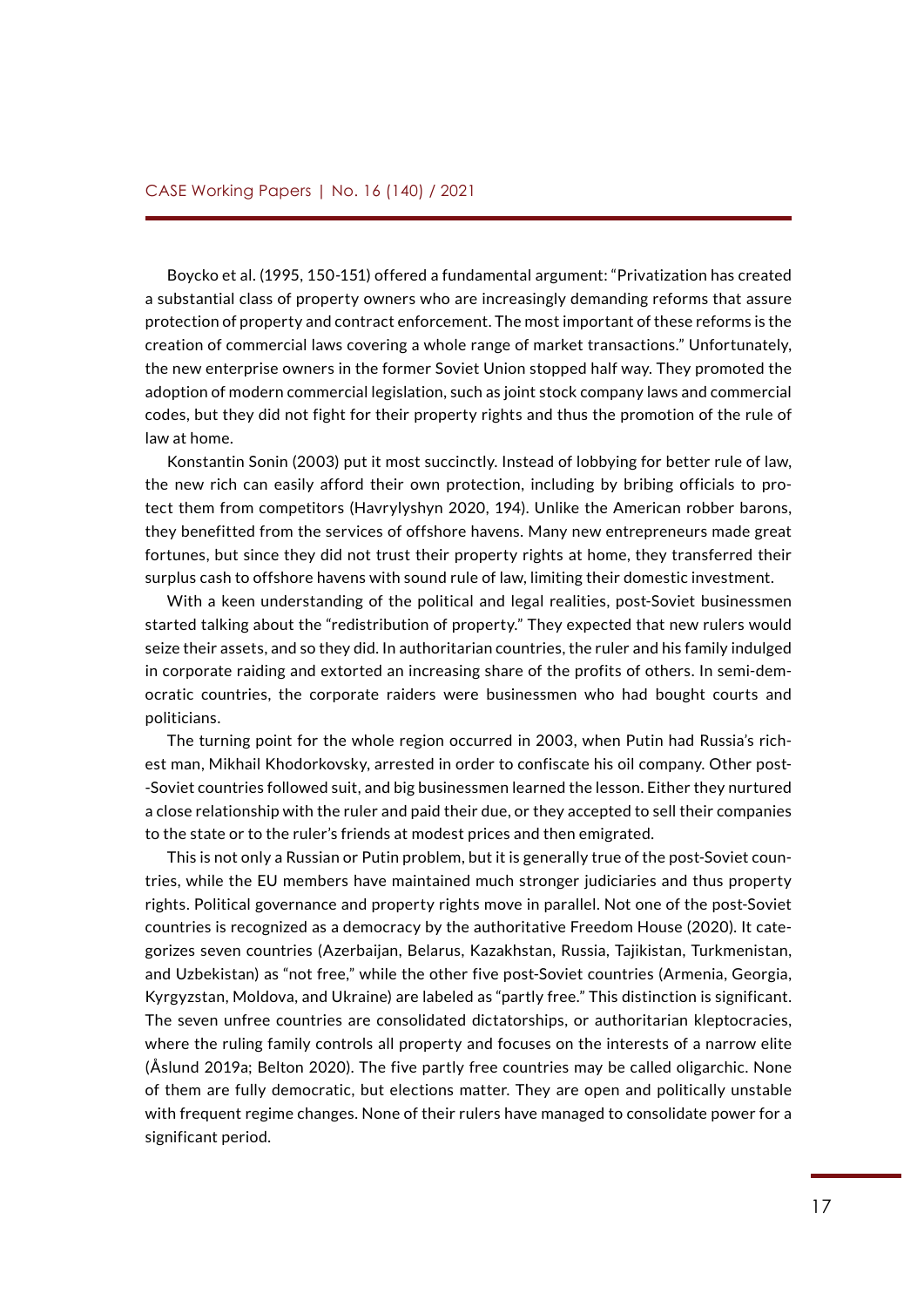Boycko et al. (1995, 150-151) offered a fundamental argument: "Privatization has created a substantial class of property owners who are increasingly demanding reforms that assure protection of property and contract enforcement. The most important of these reforms is the creation of commercial laws covering a whole range of market transactions." Unfortunately, the new enterprise owners in the former Soviet Union stopped half way. They promoted the adoption of modern commercial legislation, such as joint stock company laws and commercial codes, but they did not fight for their property rights and thus the promotion of the rule of law at home.

Konstantin Sonin (2003) put it most succinctly. Instead of lobbying for better rule of law, the new rich can easily afford their own protection, including by bribing officials to protect them from competitors (Havrylyshyn 2020, 194). Unlike the American robber barons, they benefitted from the services of offshore havens. Many new entrepreneurs made great fortunes, but since they did not trust their property rights at home, they transferred their surplus cash to offshore havens with sound rule of law, limiting their domestic investment.

With a keen understanding of the political and legal realities, post-Soviet businessmen started talking about the "redistribution of property." They expected that new rulers would seize their assets, and so they did. In authoritarian countries, the ruler and his family indulged in corporate raiding and extorted an increasing share of the profits of others. In semi-democratic countries, the corporate raiders were businessmen who had bought courts and politicians.

The turning point for the whole region occurred in 2003, when Putin had Russia's richest man, Mikhail Khodorkovsky, arrested in order to confiscate his oil company. Other post-Soviet countries followed suit, and big businessmen learned the lesson. Either they nurtured a close relationship with the ruler and paid their due, or they accepted to sell their companies to the state or to the ruler's friends at modest prices and then emigrated.

This is not only a Russian or Putin problem, but it is generally true of the post-Soviet countries, while the EU members have maintained much stronger judiciaries and thus property rights. Political governance and property rights move in parallel. Not one of the post-Soviet countries is recognized as a democracy by the authoritative Freedom House (2020). It categorizes seven countries (Azerbaijan, Belarus, Kazakhstan, Russia, Tajikistan, Turkmenistan, and Uzbekistan) as "not free," while the other five post-Soviet countries (Armenia, Georgia, Kyrgyzstan, Moldova, and Ukraine) are labeled as "partly free." This distinction is significant. The seven unfree countries are consolidated dictatorships, or authoritarian kleptocracies, where the ruling family controls all property and focuses on the interests of a narrow elite (Åslund 2019a; Belton 2020). The five partly free countries may be called oligarchic. None of them are fully democratic, but elections matter. They are open and politically unstable with frequent regime changes. None of their rulers have managed to consolidate power for a significant period.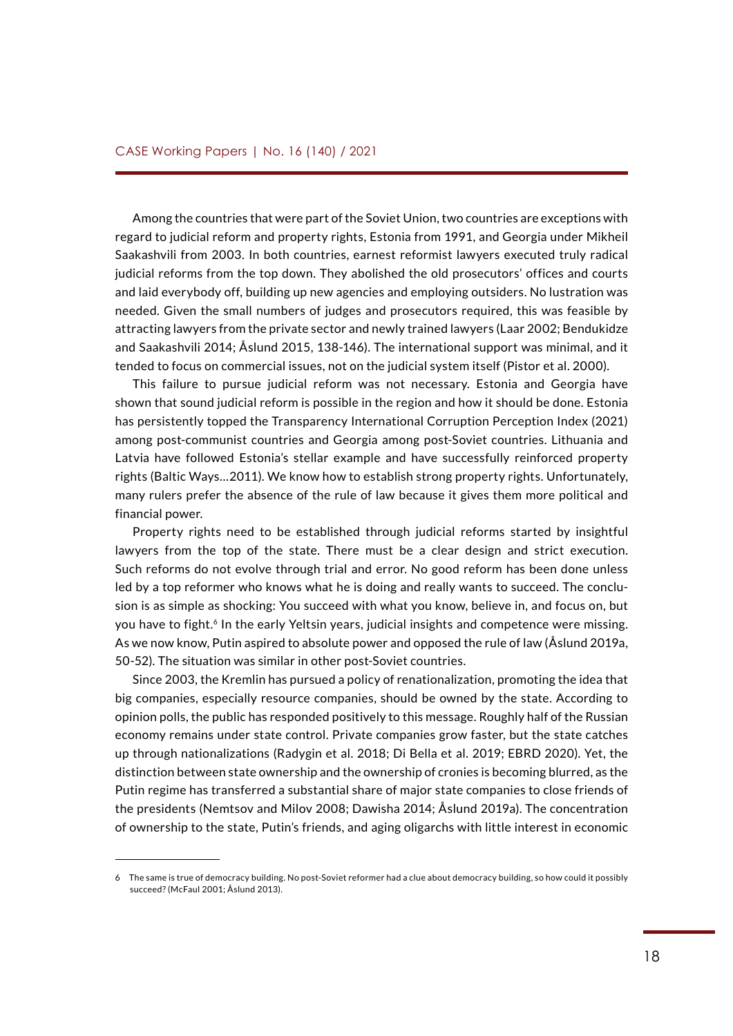Among the countries that were part of the Soviet Union, two countries are exceptions with regard to judicial reform and property rights, Estonia from 1991, and Georgia under Mikheil Saakashvili from 2003. In both countries, earnest reformist lawyers executed truly radical judicial reforms from the top down. They abolished the old prosecutors' offices and courts and laid everybody off, building up new agencies and employing outsiders. No lustration was needed. Given the small numbers of judges and prosecutors required, this was feasible by attracting lawyers from the private sector and newly trained lawyers (Laar 2002; Bendukidze and Saakashvili 2014; Åslund 2015, 138-146). The international support was minimal, and it tended to focus on commercial issues, not on the judicial system itself (Pistor et al. 2000).

This failure to pursue judicial reform was not necessary. Estonia and Georgia have shown that sound judicial reform is possible in the region and how it should be done. Estonia has persistently topped the Transparency International Corruption Perception Index (2021) among post-communist countries and Georgia among post-Soviet countries. Lithuania and Latvia have followed Estonia's stellar example and have successfully reinforced property rights (Baltic Ways…2011). We know how to establish strong property rights. Unfortunately, many rulers prefer the absence of the rule of law because it gives them more political and financial power.

Property rights need to be established through judicial reforms started by insightful lawyers from the top of the state. There must be a clear design and strict execution. Such reforms do not evolve through trial and error. No good reform has been done unless led by a top reformer who knows what he is doing and really wants to succeed. The conclusion is as simple as shocking: You succeed with what you know, believe in, and focus on, but you have to fight.[6] In the early Yeltsin years, judicial insights and competence were missing. As we now know, Putin aspired to absolute power and opposed the rule of law (Åslund 2019a, 50-52). The situation was similar in other post-Soviet countries.

Since 2003, the Kremlin has pursued a policy of renationalization, promoting the idea that big companies, especially resource companies, should be owned by the state. According to opinion polls, the public has responded positively to this message. Roughly half of the Russian economy remains under state control. Private companies grow faster, but the state catches up through nationalizations (Radygin et al. 2018; Di Bella et al. 2019; EBRD 2020). Yet, the distinction between state ownership and the ownership of cronies is becoming blurred, as the Putin regime has transferred a substantial share of major state companies to close friends of the presidents (Nemtsov and Milov 2008; Dawisha 2014; Åslund 2019a). The concentration of ownership to the state, Putin's friends, and aging oligarchs with little interest in economic

---

6 The same is true of democracy building. No post-Soviet reformer had a clue about democracy building, so how could it possibly succeed? (McFaul 2001; Åslund 2013).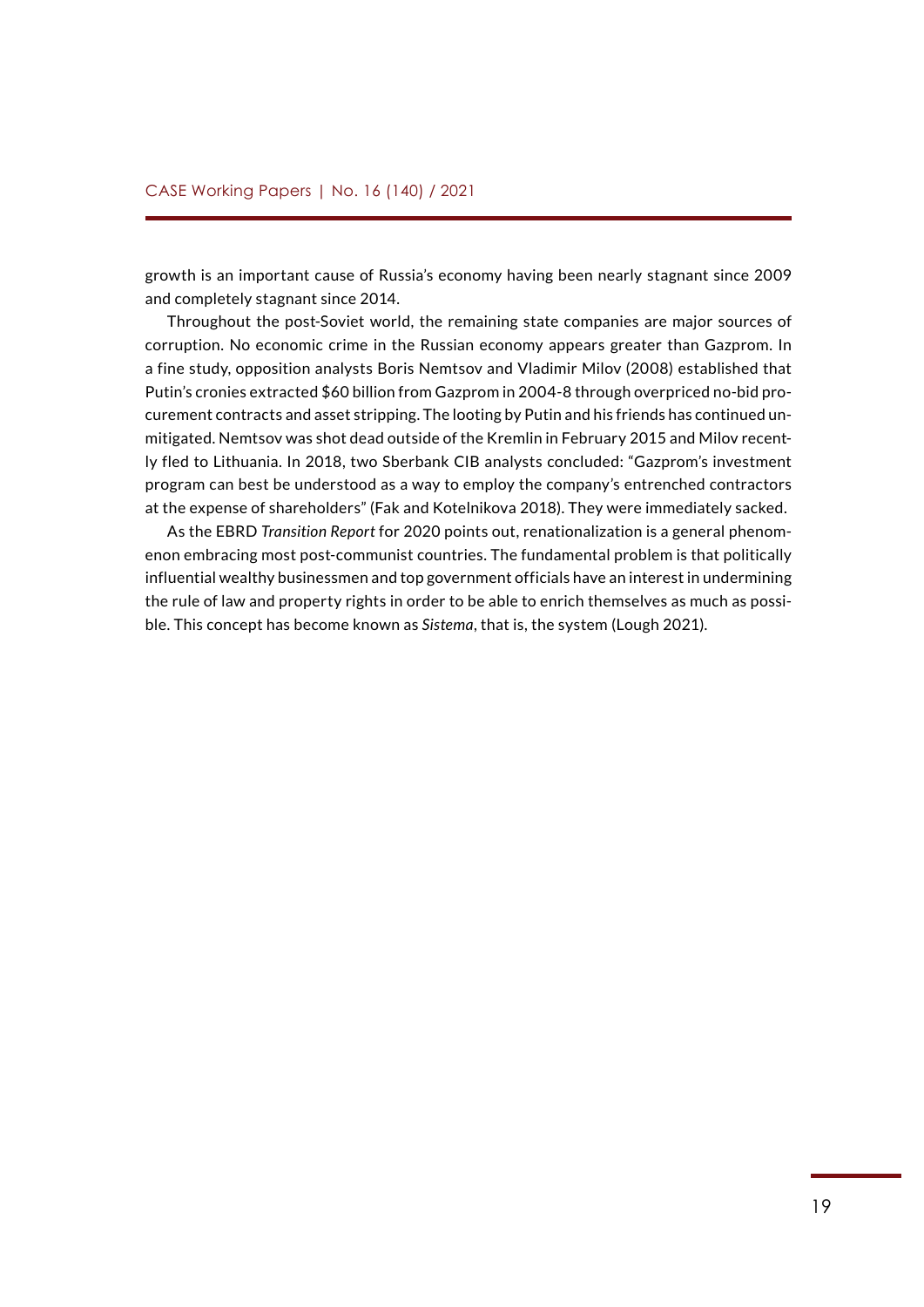growth is an important cause of Russia's economy having been nearly stagnant since 2009 and completely stagnant since 2014.

Throughout the post-Soviet world, the remaining state companies are major sources of corruption. No economic crime in the Russian economy appears greater than Gazprom. In a fine study, opposition analysts Boris Nemtsov and Vladimir Milov (2008) established that Putin's cronies extracted $60 billion from Gazprom in 2004-8 through overpriced no-bid procurement contracts and asset stripping. The looting by Putin and his friends has continued unmitigated. Nemtsov was shot dead outside of the Kremlin in February 2015 and Milov recently fled to Lithuania. In 2018, two Sberbank CIB analysts concluded: "Gazprom's investment program can best be understood as a way to employ the company's entrenched contractors at the expense of shareholders" (Fak and Kotelnikova 2018). They were immediately sacked.

As the EBRD *Transition Report* for 2020 points out, renationalization is a general phenomenon embracing most post-communist countries. The fundamental problem is that politically influential wealthy businessmen and top government officials have an interest in undermining the rule of law and property rights in order to be able to enrich themselves as much as possible. This concept has become known as *Sistema*, that is, the system (Lough 2021).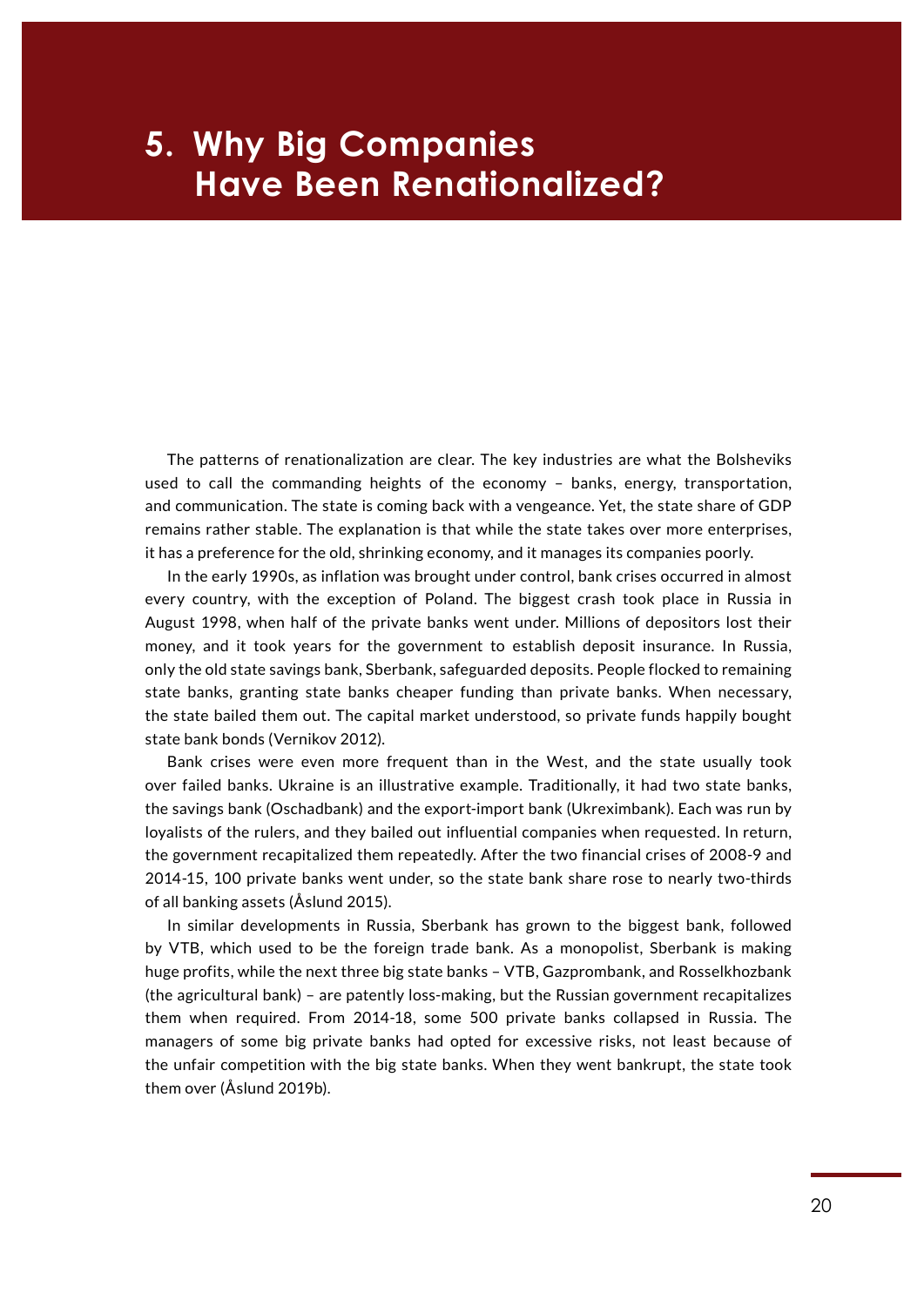# 5. Why Big Companies Have Been Renationalized?

The patterns of renationalization are clear. The key industries are what the Bolsheviks used to call the commanding heights of the economy – banks, energy, transportation, and communication. The state is coming back with a vengeance. Yet, the state share of GDP remains rather stable. The explanation is that while the state takes over more enterprises, it has a preference for the old, shrinking economy, and it manages its companies poorly.

In the early 1990s, as inflation was brought under control, bank crises occurred in almost every country, with the exception of Poland. The biggest crash took place in Russia in August 1998, when half of the private banks went under. Millions of depositors lost their money, and it took years for the government to establish deposit insurance. In Russia, only the old state savings bank, Sberbank, safeguarded deposits. People flocked to remaining state banks, granting state banks cheaper funding than private banks. When necessary, the state bailed them out. The capital market understood, so private funds happily bought state bank bonds (Vernikov 2012).

Bank crises were even more frequent than in the West, and the state usually took over failed banks. Ukraine is an illustrative example. Traditionally, it had two state banks, the savings bank (Oschadbank) and the export-import bank (Ukreximbank). Each was run by loyalists of the rulers, and they bailed out influential companies when requested. In return, the government recapitalized them repeatedly. After the two financial crises of 2008-9 and 2014-15, 100 private banks went under, so the state bank share rose to nearly two-thirds of all banking assets (Åslund 2015).

In similar developments in Russia, Sberbank has grown to the biggest bank, followed by VTB, which used to be the foreign trade bank. As a monopolist, Sberbank is making huge profits, while the next three big state banks – VTB, Gazprombank, and Rosselkhozbank (the agricultural bank) – are patently loss-making, but the Russian government recapitalizes them when required. From 2014-18, some 500 private banks collapsed in Russia. The managers of some big private banks had opted for excessive risks, not least because of the unfair competition with the big state banks. When they went bankrupt, the state took them over (Åslund 2019b).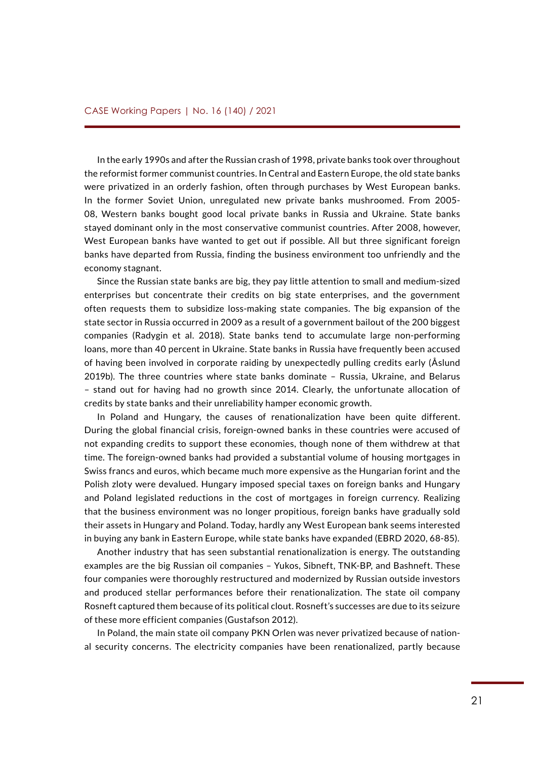In the early 1990s and after the Russian crash of 1998, private banks took over throughout the reformist former communist countries. In Central and Eastern Europe, the old state banks were privatized in an orderly fashion, often through purchases by West European banks. In the former Soviet Union, unregulated new private banks mushroomed. From 2005-08, Western banks bought good local private banks in Russia and Ukraine. State banks stayed dominant only in the most conservative communist countries. After 2008, however, West European banks have wanted to get out if possible. All but three significant foreign banks have departed from Russia, finding the business environment too unfriendly and the economy stagnant.

Since the Russian state banks are big, they pay little attention to small and medium-sized enterprises but concentrate their credits on big state enterprises, and the government often requests them to subsidize loss-making state companies. The big expansion of the state sector in Russia occurred in 2009 as a result of a government bailout of the 200 biggest companies (Radygin et al. 2018). State banks tend to accumulate large non-performing loans, more than 40 percent in Ukraine. State banks in Russia have frequently been accused of having been involved in corporate raiding by unexpectedly pulling credits early (Åslund 2019b). The three countries where state banks dominate – Russia, Ukraine, and Belarus – stand out for having had no growth since 2014. Clearly, the unfortunate allocation of credits by state banks and their unreliability hamper economic growth.

In Poland and Hungary, the causes of renationalization have been quite different. During the global financial crisis, foreign-owned banks in these countries were accused of not expanding credits to support these economies, though none of them withdrew at that time. The foreign-owned banks had provided a substantial volume of housing mortgages in Swiss francs and euros, which became much more expensive as the Hungarian forint and the Polish zloty were devalued. Hungary imposed special taxes on foreign banks and Hungary and Poland legislated reductions in the cost of mortgages in foreign currency. Realizing that the business environment was no longer propitious, foreign banks have gradually sold their assets in Hungary and Poland. Today, hardly any West European bank seems interested in buying any bank in Eastern Europe, while state banks have expanded (EBRD 2020, 68-85).

Another industry that has seen substantial renationalization is energy. The outstanding examples are the big Russian oil companies – Yukos, Sibneft, TNK-BP, and Bashneft. These four companies were thoroughly restructured and modernized by Russian outside investors and produced stellar performances before their renationalization. The state oil company Rosneft captured them because of its political clout. Rosneft's successes are due to its seizure of these more efficient companies (Gustafson 2012).

In Poland, the main state oil company PKN Orlen was never privatized because of national security concerns. The electricity companies have been renationalized, partly because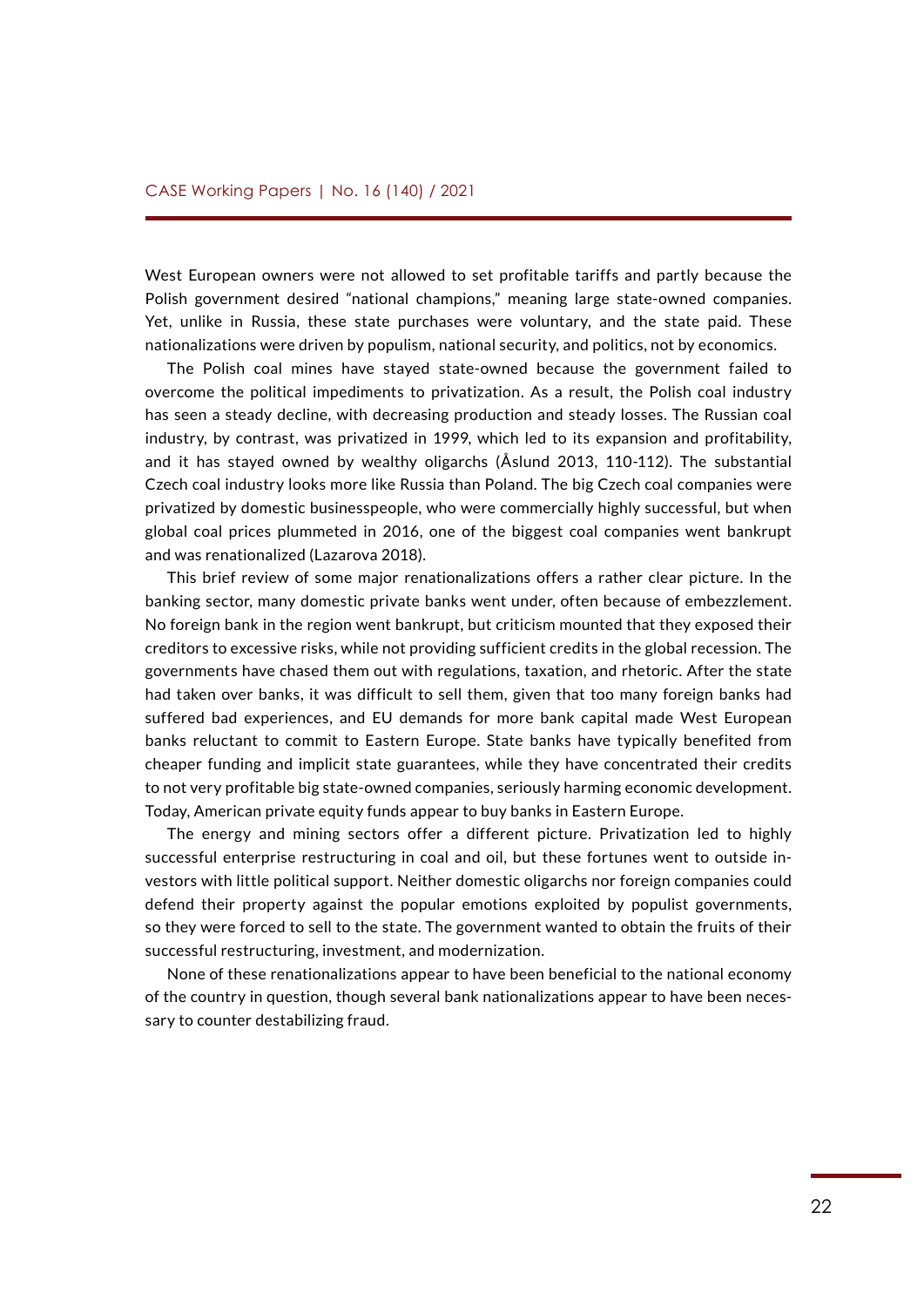West European owners were not allowed to set profitable tariffs and partly because the Polish government desired "national champions," meaning large state-owned companies. Yet, unlike in Russia, these state purchases were voluntary, and the state paid. These nationalizations were driven by populism, national security, and politics, not by economics.

The Polish coal mines have stayed state-owned because the government failed to overcome the political impediments to privatization. As a result, the Polish coal industry has seen a steady decline, with decreasing production and steady losses. The Russian coal industry, by contrast, was privatized in 1999, which led to its expansion and profitability, and it has stayed owned by wealthy oligarchs (Åslund 2013, 110-112). The substantial Czech coal industry looks more like Russia than Poland. The big Czech coal companies were privatized by domestic businesspeople, who were commercially highly successful, but when global coal prices plummeted in 2016, one of the biggest coal companies went bankrupt and was renationalized (Lazarova 2018).

This brief review of some major renationalizations offers a rather clear picture. In the banking sector, many domestic private banks went under, often because of embezzlement. No foreign bank in the region went bankrupt, but criticism mounted that they exposed their creditors to excessive risks, while not providing sufficient credits in the global recession. The governments have chased them out with regulations, taxation, and rhetoric. After the state had taken over banks, it was difficult to sell them, given that too many foreign banks had suffered bad experiences, and EU demands for more bank capital made West European banks reluctant to commit to Eastern Europe. State banks have typically benefited from cheaper funding and implicit state guarantees, while they have concentrated their credits to not very profitable big state-owned companies, seriously harming economic development. Today, American private equity funds appear to buy banks in Eastern Europe.

The energy and mining sectors offer a different picture. Privatization led to highly successful enterprise restructuring in coal and oil, but these fortunes went to outside investors with little political support. Neither domestic oligarchs nor foreign companies could defend their property against the popular emotions exploited by populist governments, so they were forced to sell to the state. The government wanted to obtain the fruits of their successful restructuring, investment, and modernization.

None of these renationalizations appear to have been beneficial to the national economy of the country in question, though several bank nationalizations appear to have been necessary to counter destabilizing fraud.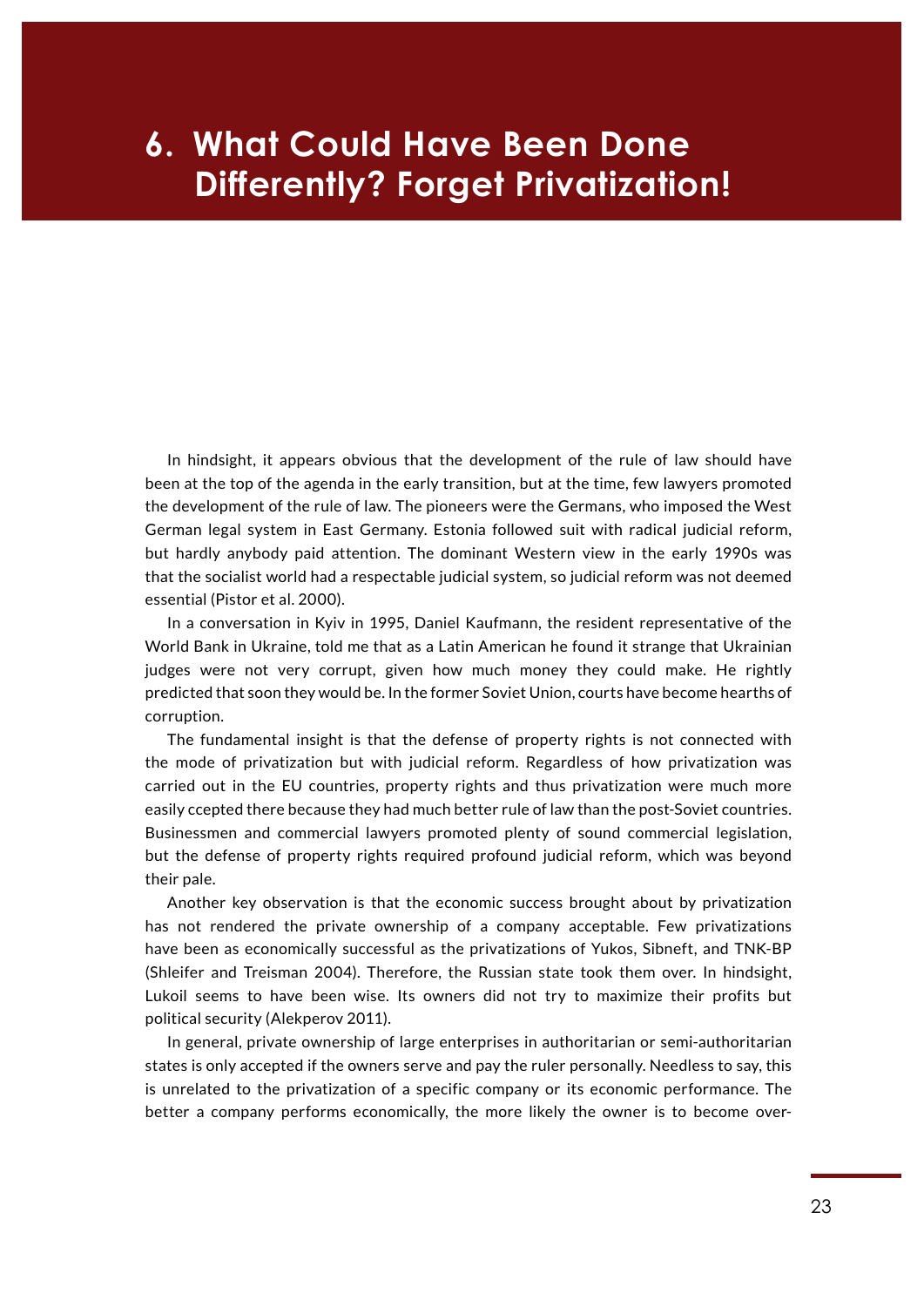# 6. What Could Have Been Done Differently? Forget Privatization!

In hindsight, it appears obvious that the development of the rule of law should have been at the top of the agenda in the early transition, but at the time, few lawyers promoted the development of the rule of law. The pioneers were the Germans, who imposed the West German legal system in East Germany. Estonia followed suit with radical judicial reform, but hardly anybody paid attention. The dominant Western view in the early 1990s was that the socialist world had a respectable judicial system, so judicial reform was not deemed essential (Pistor et al. 2000).

In a conversation in Kyiv in 1995, Daniel Kaufmann, the resident representative of the World Bank in Ukraine, told me that as a Latin American he found it strange that Ukrainian judges were not very corrupt, given how much money they could make. He rightly predicted that soon they would be. In the former Soviet Union, courts have become hearths of corruption.

The fundamental insight is that the defense of property rights is not connected with the mode of privatization but with judicial reform. Regardless of how privatization was carried out in the EU countries, property rights and thus privatization were much more easily ccepted there because they had much better rule of law than the post-Soviet countries. Businessmen and commercial lawyers promoted plenty of sound commercial legislation, but the defense of property rights required profound judicial reform, which was beyond their pale.

Another key observation is that the economic success brought about by privatization has not rendered the private ownership of a company acceptable. Few privatizations have been as economically successful as the privatizations of Yukos, Sibneft, and TNK-BP (Shleifer and Treisman 2004). Therefore, the Russian state took them over. In hindsight, Lukoil seems to have been wise. Its owners did not try to maximize their profits but political security (Alekperov 2011).

In general, private ownership of large enterprises in authoritarian or semi-authoritarian states is only accepted if the owners serve and pay the ruler personally. Needless to say, this is unrelated to the privatization of a specific company or its economic performance. The better a company performs economically, the more likely the owner is to become over-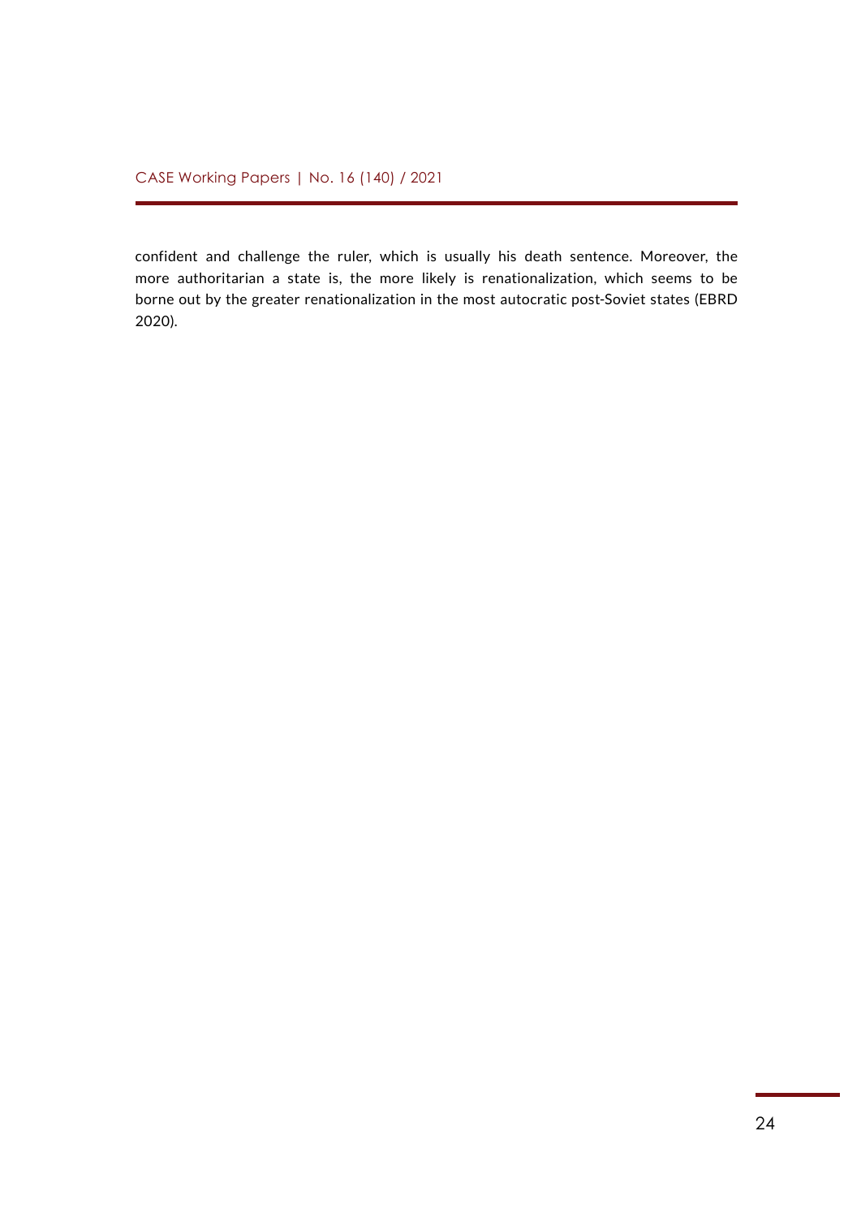confident and challenge the ruler, which is usually his death sentence. Moreover, the more authoritarian a state is, the more likely is renationalization, which seems to be borne out by the greater renationalization in the most autocratic post-Soviet states (EBRD 2020).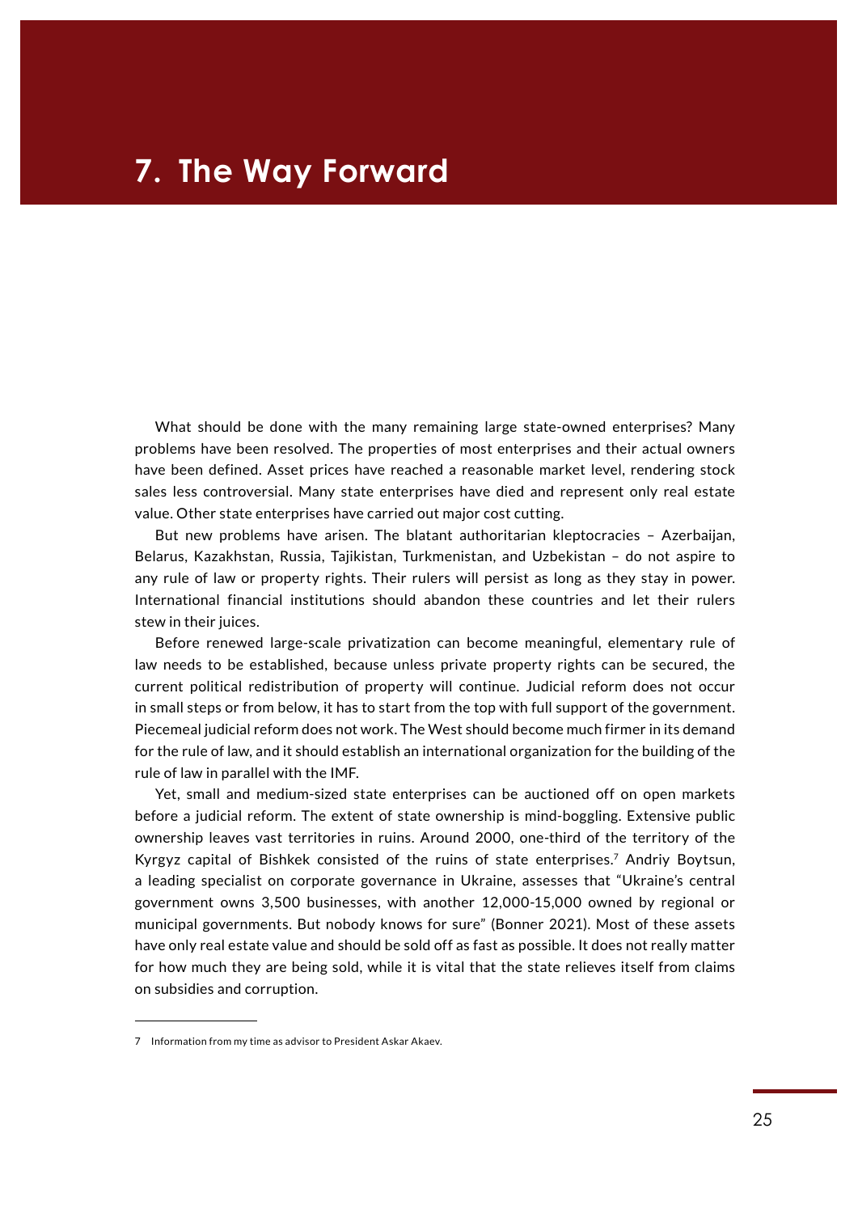# 7. The Way Forward

What should be done with the many remaining large state-owned enterprises? Many problems have been resolved. The properties of most enterprises and their actual owners have been defined. Asset prices have reached a reasonable market level, rendering stock sales less controversial. Many state enterprises have died and represent only real estate value. Other state enterprises have carried out major cost cutting.

But new problems have arisen. The blatant authoritarian kleptocracies – Azerbaijan, Belarus, Kazakhstan, Russia, Tajikistan, Turkmenistan, and Uzbekistan – do not aspire to any rule of law or property rights. Their rulers will persist as long as they stay in power. International financial institutions should abandon these countries and let their rulers stew in their juices.

Before renewed large-scale privatization can become meaningful, elementary rule of law needs to be established, because unless private property rights can be secured, the current political redistribution of property will continue. Judicial reform does not occur in small steps or from below, it has to start from the top with full support of the government. Piecemeal judicial reform does not work. The West should become much firmer in its demand for the rule of law, and it should establish an international organization for the building of the rule of law in parallel with the IMF.

Yet, small and medium-sized state enterprises can be auctioned off on open markets before a judicial reform. The extent of state ownership is mind-boggling. Extensive public ownership leaves vast territories in ruins. Around 2000, one-third of the territory of the Kyrgyz capital of Bishkek consisted of the ruins of state enterprises.[7] Andriy Boytsun, a leading specialist on corporate governance in Ukraine, assesses that "Ukraine's central government owns 3,500 businesses, with another 12,000-15,000 owned by regional or municipal governments. But nobody knows for sure" (Bonner 2021). Most of these assets have only real estate value and should be sold off as fast as possible. It does not really matter for how much they are being sold, while it is vital that the state relieves itself from claims on subsidies and corruption.

---

7 Information from my time as advisor to President Askar Akaev.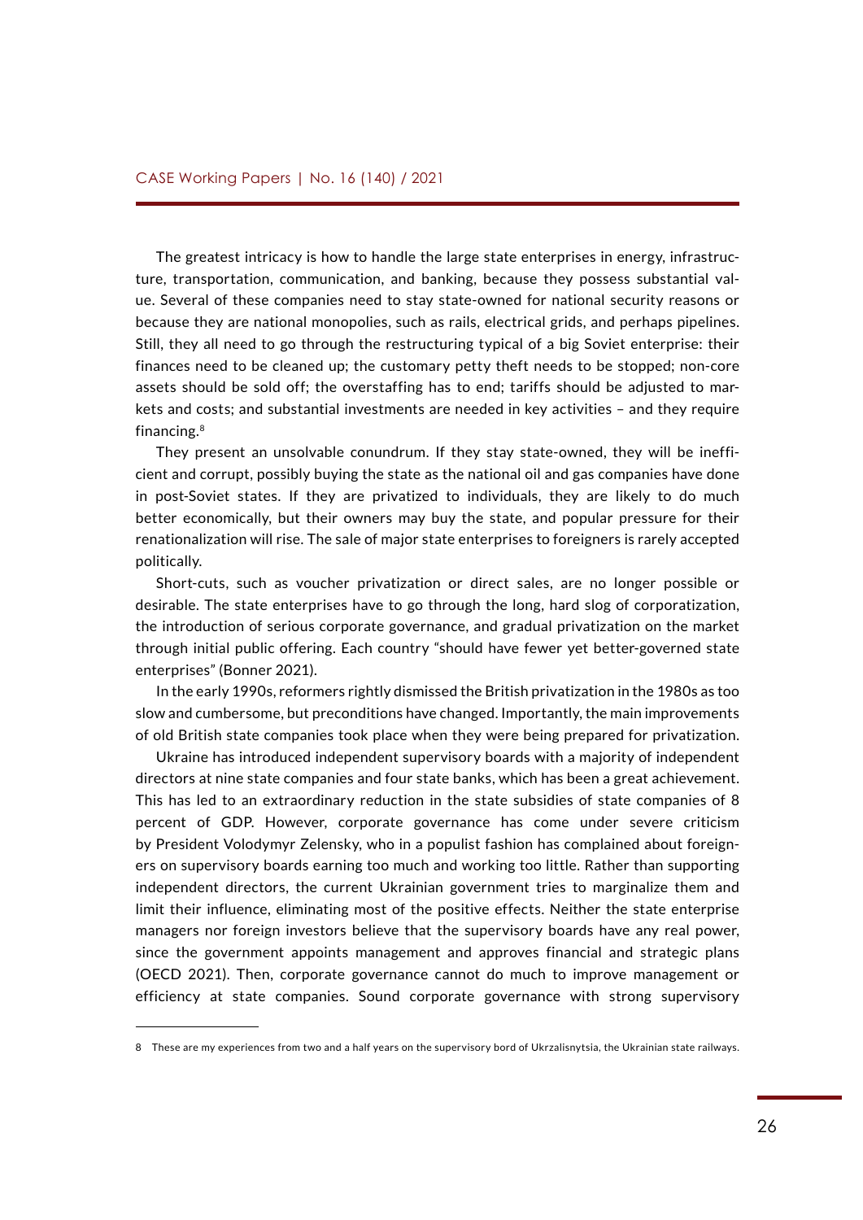The greatest intricacy is how to handle the large state enterprises in energy, infrastructure, transportation, communication, and banking, because they possess substantial value. Several of these companies need to stay state-owned for national security reasons or because they are national monopolies, such as rails, electrical grids, and perhaps pipelines. Still, they all need to go through the restructuring typical of a big Soviet enterprise: their finances need to be cleaned up; the customary petty theft needs to be stopped; non-core assets should be sold off; the overstaffing has to end; tariffs should be adjusted to markets and costs; and substantial investments are needed in key activities – and they require financing.[8]

They present an unsolvable conundrum. If they stay state-owned, they will be inefficient and corrupt, possibly buying the state as the national oil and gas companies have done in post-Soviet states. If they are privatized to individuals, they are likely to do much better economically, but their owners may buy the state, and popular pressure for their renationalization will rise. The sale of major state enterprises to foreigners is rarely accepted politically.

Short-cuts, such as voucher privatization or direct sales, are no longer possible or desirable. The state enterprises have to go through the long, hard slog of corporatization, the introduction of serious corporate governance, and gradual privatization on the market through initial public offering. Each country "should have fewer yet better-governed state enterprises" (Bonner 2021).

In the early 1990s, reformers rightly dismissed the British privatization in the 1980s as too slow and cumbersome, but preconditions have changed. Importantly, the main improvements of old British state companies took place when they were being prepared for privatization.

Ukraine has introduced independent supervisory boards with a majority of independent directors at nine state companies and four state banks, which has been a great achievement. This has led to an extraordinary reduction in the state subsidies of state companies of 8 percent of GDP. However, corporate governance has come under severe criticism by President Volodymyr Zelensky, who in a populist fashion has complained about foreigners on supervisory boards earning too much and working too little. Rather than supporting independent directors, the current Ukrainian government tries to marginalize them and limit their influence, eliminating most of the positive effects. Neither the state enterprise managers nor foreign investors believe that the supervisory boards have any real power, since the government appoints management and approves financial and strategic plans (OECD 2021). Then, corporate governance cannot do much to improve management or efficiency at state companies. Sound corporate governance with strong supervisory

---

8 These are my experiences from two and a half years on the supervisory bord of Ukrzalisnytsia, the Ukrainian state railways.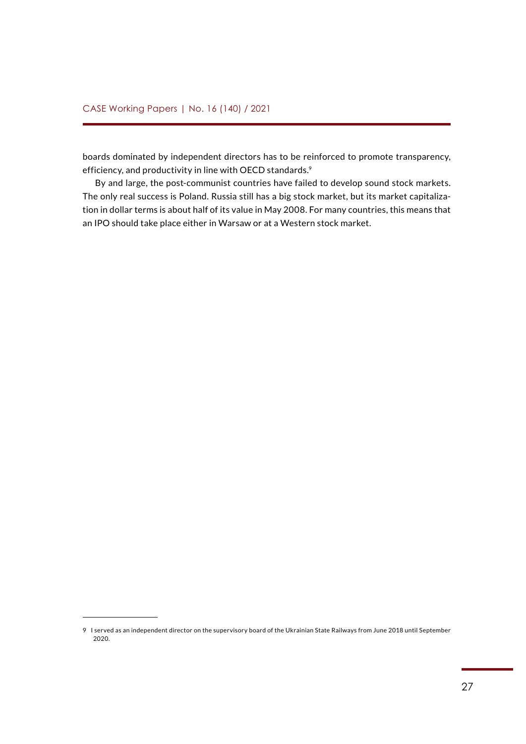boards dominated by independent directors has to be reinforced to promote transparency, efficiency, and productivity in line with OECD standards.[9]

By and large, the post-communist countries have failed to develop sound stock markets. The only real success is Poland. Russia still has a big stock market, but its market capitalization in dollar terms is about half of its value in May 2008. For many countries, this means that an IPO should take place either in Warsaw or at a Western stock market.

---

9 I served as an independent director on the supervisory board of the Ukrainian State Railways from June 2018 until September 2020.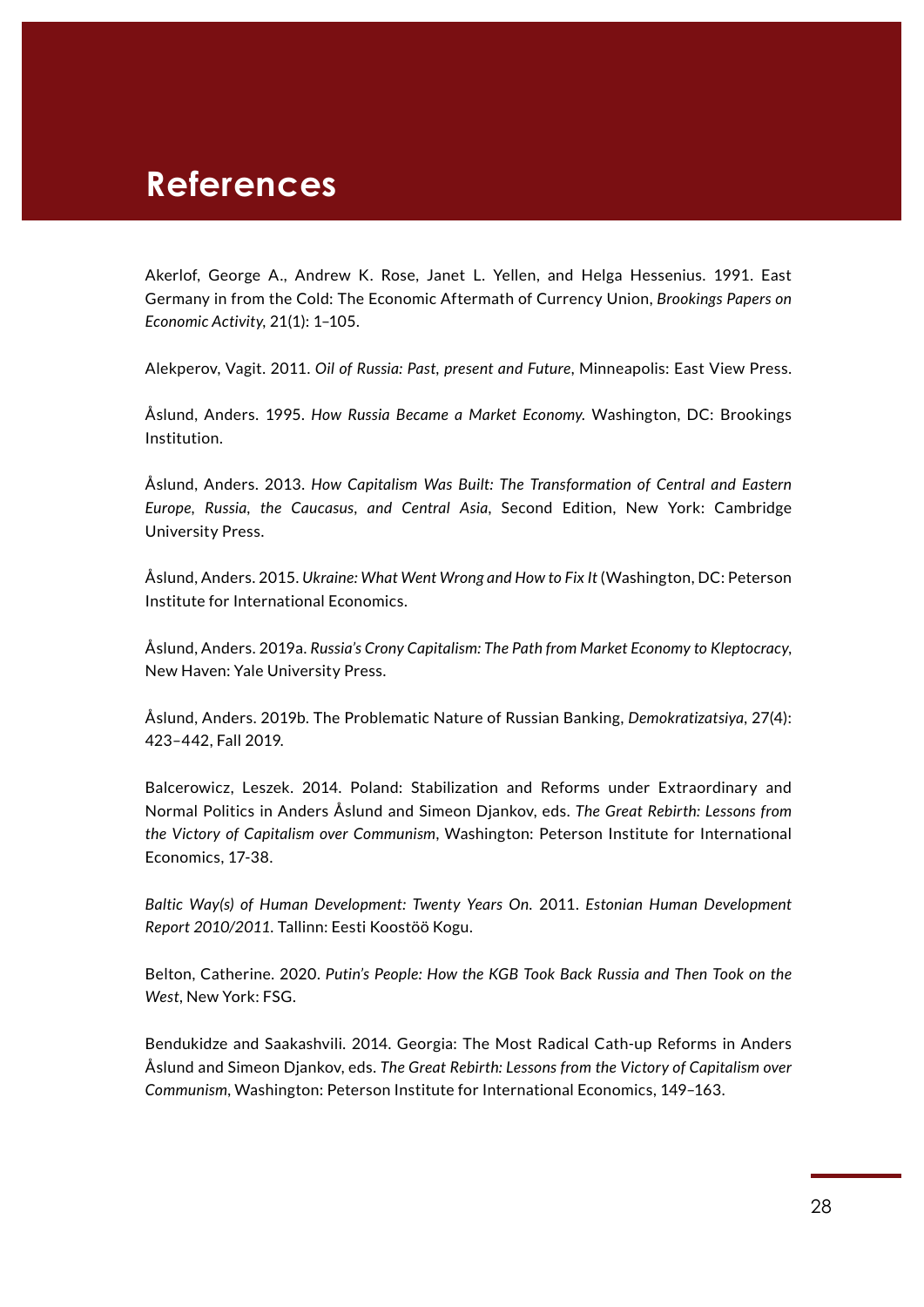# References

Akerlof, George A., Andrew K. Rose, Janet L. Yellen, and Helga Hessenius. 1991. East Germany in from the Cold: The Economic Aftermath of Currency Union, *Brookings Papers on Economic Activity*, 21(1): 1–105.

Alekperov, Vagit. 2011. *Oil of Russia: Past, present and Future*, Minneapolis: East View Press.

Åslund, Anders. 1995. *How Russia Became a Market Economy.* Washington, DC: Brookings Institution.

Åslund, Anders. 2013. *How Capitalism Was Built: The Transformation of Central and Eastern Europe, Russia, the Caucasus, and Central Asia*, Second Edition, New York: Cambridge University Press.

Åslund, Anders. 2015. *Ukraine: What Went Wrong and How to Fix It* (Washington, DC: Peterson Institute for International Economics.

Åslund, Anders. 2019a. *Russia's Crony Capitalism: The Path from Market Economy to Kleptocracy*, New Haven: Yale University Press.

Åslund, Anders. 2019b. The Problematic Nature of Russian Banking, *Demokratizatsiya*, 27(4): 423–442, Fall 2019.

Balcerowicz, Leszek. 2014. Poland: Stabilization and Reforms under Extraordinary and Normal Politics in Anders Åslund and Simeon Djankov, eds. *The Great Rebirth: Lessons from the Victory of Capitalism over Communism*, Washington: Peterson Institute for International Economics, 17-38.

*Baltic Way(s) of Human Development: Twenty Years On*. 2011. *Estonian Human Development Report 2010/2011*. Tallinn: Eesti Koostöö Kogu.

Belton, Catherine. 2020. *Putin's People: How the KGB Took Back Russia and Then Took on the West*, New York: FSG.

Bendukidze and Saakashvili. 2014. Georgia: The Most Radical Cath-up Reforms in Anders Åslund and Simeon Djankov, eds. *The Great Rebirth: Lessons from the Victory of Capitalism over Communism*, Washington: Peterson Institute for International Economics, 149–163.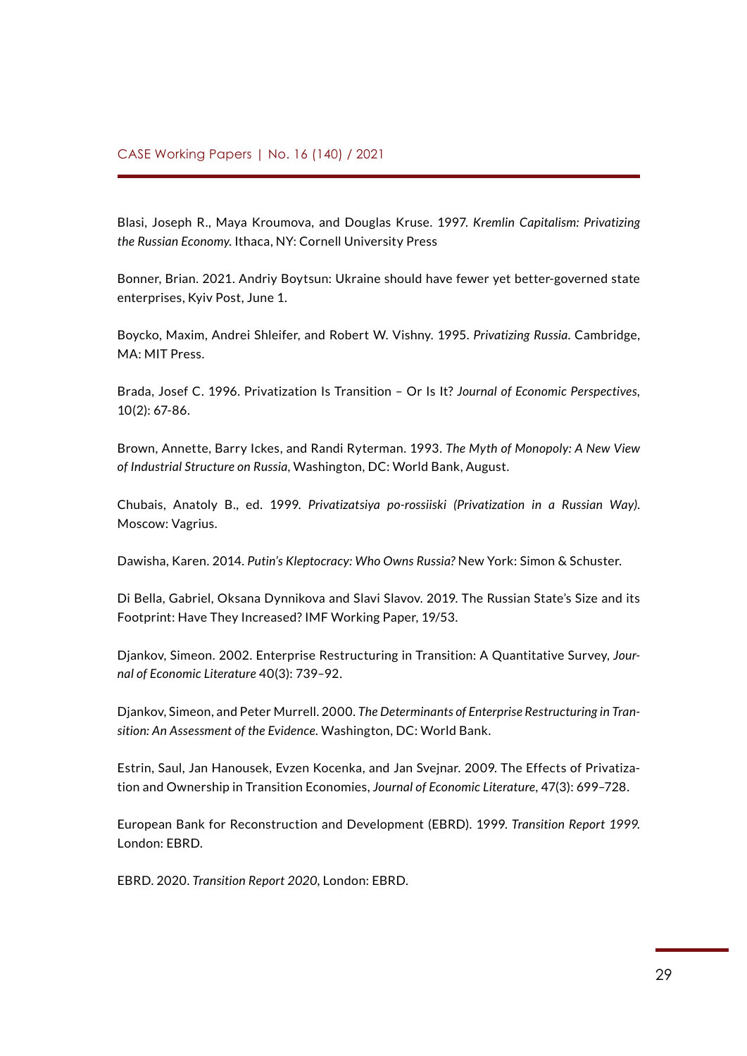Blasi, Joseph R., Maya Kroumova, and Douglas Kruse. 1997. *Kremlin Capitalism: Privatizing the Russian Economy.* Ithaca, NY: Cornell University Press

Bonner, Brian. 2021. Andriy Boytsun: Ukraine should have fewer yet better-governed state enterprises, Kyiv Post, June 1.

Boycko, Maxim, Andrei Shleifer, and Robert W. Vishny. 1995. *Privatizing Russia*. Cambridge, MA: MIT Press.

Brada, Josef C. 1996. Privatization Is Transition – Or Is It? *Journal of Economic Perspectives*, 10(2): 67-86.

Brown, Annette, Barry Ickes, and Randi Ryterman. 1993. *The Myth of Monopoly: A New View of Industrial Structure on Russia*, Washington, DC: World Bank, August.

Chubais, Anatoly B., ed. 1999. *Privatizatsiya po-rossiiski (Privatization in a Russian Way).* Moscow: Vagrius.

Dawisha, Karen. 2014. *Putin's Kleptocracy: Who Owns Russia?* New York: Simon & Schuster.

Di Bella, Gabriel, Oksana Dynnikova and Slavi Slavov. 2019. The Russian State's Size and its Footprint: Have They Increased? IMF Working Paper, 19/53.

Djankov, Simeon. 2002. Enterprise Restructuring in Transition: A Quantitative Survey, *Journal of Economic Literature* 40(3): 739–92.

Djankov, Simeon, and Peter Murrell. 2000. *The Determinants of Enterprise Restructuring in Transition: An Assessment of the Evidence.* Washington, DC: World Bank.

Estrin, Saul, Jan Hanousek, Evzen Kocenka, and Jan Svejnar. 2009. The Effects of Privatization and Ownership in Transition Economies, *Journal of Economic Literature*, 47(3): 699–728.

European Bank for Reconstruction and Development (EBRD). 1999. *Transition Report 1999.* London: EBRD.

EBRD. 2020. *Transition Report 2020*, London: EBRD.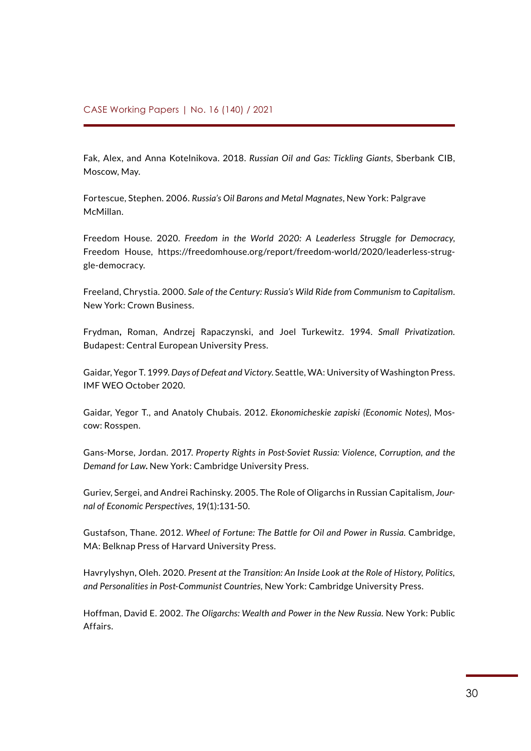Fak, Alex, and Anna Kotelnikova. 2018. *Russian Oil and Gas: Tickling Giants*, Sberbank CIB, Moscow, May.

Fortescue, Stephen. 2006. *Russia's Oil Barons and Metal Magnates*, New York: Palgrave McMillan.

Freedom House. 2020. *Freedom in the World 2020: A Leaderless Struggle for Democracy*, Freedom House, https://freedomhouse.org/report/freedom-world/2020/leaderless-struggle-democracy.

Freeland, Chrystia. 2000. *Sale of the Century: Russia's Wild Ride from Communism to Capitalism*. New York: Crown Business.

Frydman**,** Roman, Andrzej Rapaczynski, and Joel Turkewitz. 1994. *Small Privatization*. Budapest: Central European University Press.

Gaidar, Yegor T. 1999. *Days of Defeat and Victory*. Seattle, WA: University of Washington Press. IMF WEO October 2020.

Gaidar, Yegor T., and Anatoly Chubais. 2012. *Ekonomicheskie zapiski (Economic Notes)*, Moscow: Rosspen.

Gans-Morse, Jordan. 2017. *Property Rights in Post-Soviet Russia: Violence, Corruption, and the Demand for Law***.** New York: Cambridge University Press.

Guriev, Sergei, and Andrei Rachinsky. 2005. The Role of Oligarchs in Russian Capitalism, *Journal of Economic Perspectives*, 19(1):131-50.

Gustafson, Thane. 2012. *Wheel of Fortune: The Battle for Oil and Power in Russia*. Cambridge, MA: Belknap Press of Harvard University Press.

Havrylyshyn, Oleh. 2020. *Present at the Transition: An Inside Look at the Role of History, Politics, and Personalities in Post-Communist Countries*, New York: Cambridge University Press.

Hoffman, David E. 2002. *The Oligarchs: Wealth and Power in the New Russia*. New York: Public Affairs.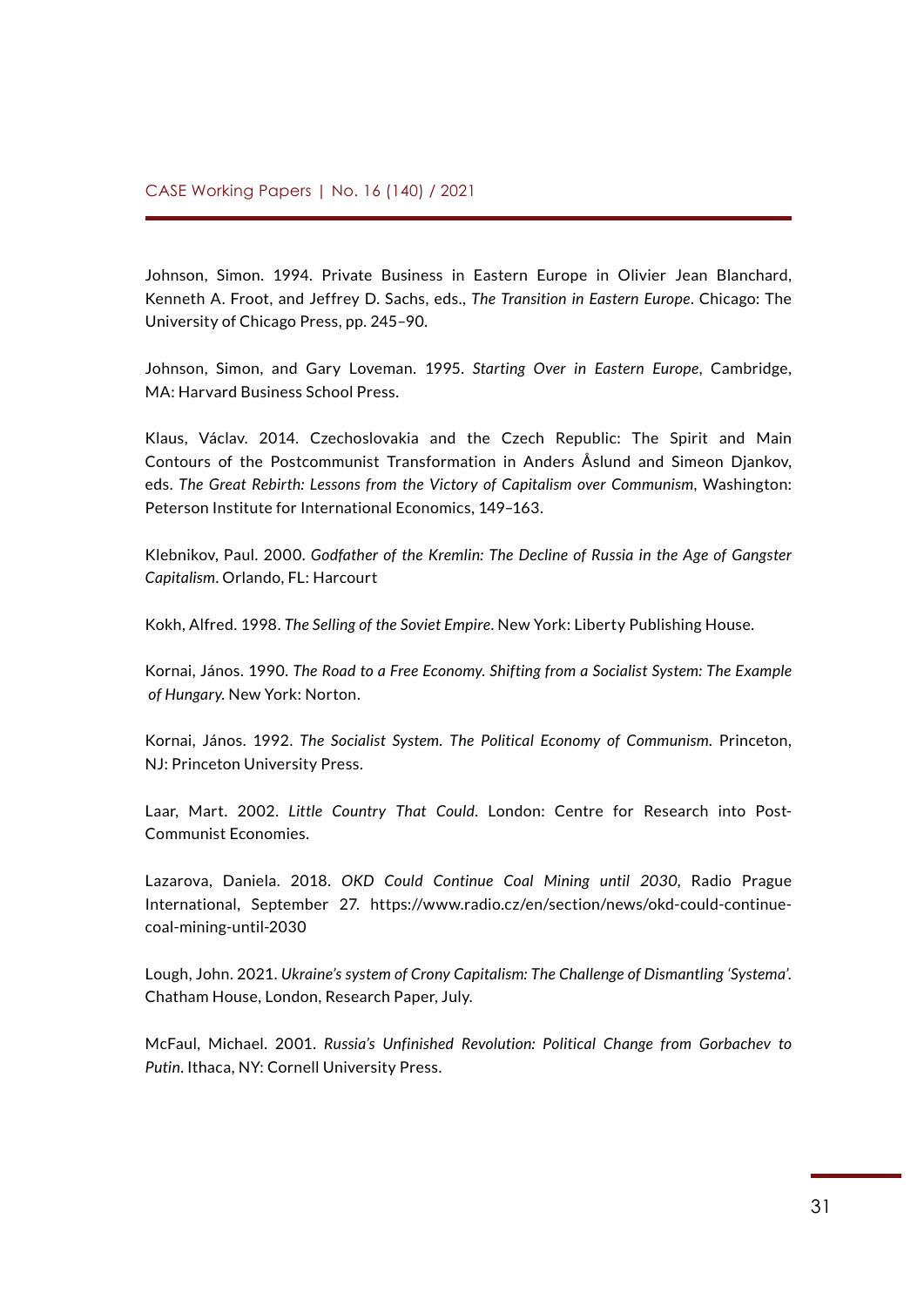Johnson, Simon. 1994. Private Business in Eastern Europe in Olivier Jean Blanchard, Kenneth A. Froot, and Jeffrey D. Sachs, eds., *The Transition in Eastern Europe*. Chicago: The University of Chicago Press, pp. 245–90.

Johnson, Simon, and Gary Loveman. 1995. *Starting Over in Eastern Europe*, Cambridge, MA: Harvard Business School Press.

Klaus, Václav. 2014. Czechoslovakia and the Czech Republic: The Spirit and Main Contours of the Postcommunist Transformation in Anders Åslund and Simeon Djankov, eds. *The Great Rebirth: Lessons from the Victory of Capitalism over Communism*, Washington: Peterson Institute for International Economics, 149–163.

Klebnikov, Paul. 2000. *Godfather of the Kremlin: The Decline of Russia in the Age of Gangster Capitalism*. Orlando, FL: Harcourt

Kokh, Alfred. 1998. *The Selling of the Soviet Empire*. New York: Liberty Publishing House.

Kornai, János. 1990. *The Road to a Free Economy. Shifting from a Socialist System: The Example of Hungary*. New York: Norton.

Kornai, János. 1992. *The Socialist System. The Political Economy of Communism*. Princeton, NJ: Princeton University Press.

Laar, Mart. 2002. *Little Country That Could*. London: Centre for Research into Post-Communist Economies.

Lazarova, Daniela. 2018. *OKD Could Continue Coal Mining until 2030*, Radio Prague International, September 27. https://www.radio.cz/en/section/news/okd-could-continue-coal-mining-until-2030

Lough, John. 2021. *Ukraine's system of Crony Capitalism: The Challenge of Dismantling 'Systema'*. Chatham House, London, Research Paper, July.

McFaul, Michael. 2001. *Russia's Unfinished Revolution: Political Change from Gorbachev to Putin*. Ithaca, NY: Cornell University Press.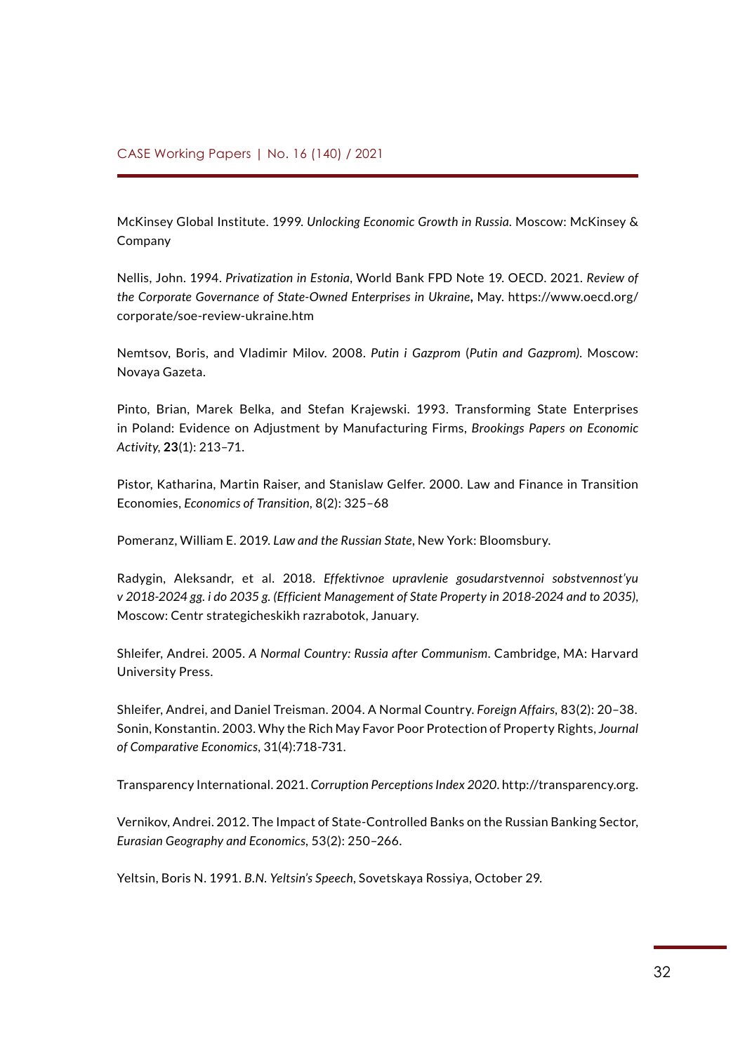McKinsey Global Institute. 1999. *Unlocking Economic Growth in Russia.* Moscow: McKinsey & Company

Nellis, John. 1994. *Privatization in Estonia*, World Bank FPD Note 19. OECD. 2021. *Review of the Corporate Governance of State-Owned Enterprises in Ukraine*, May. https://www.oecd.org/corporate/soe-review-ukraine.htm

Nemtsov, Boris, and Vladimir Milov. 2008. *Putin i Gazprom* (*Putin and Gazprom*). Moscow: Novaya Gazeta.

Pinto, Brian, Marek Belka, and Stefan Krajewski. 1993. Transforming State Enterprises in Poland: Evidence on Adjustment by Manufacturing Firms, *Brookings Papers on Economic Activity*, **23**(1): 213–71.

Pistor, Katharina, Martin Raiser, and Stanislaw Gelfer. 2000. Law and Finance in Transition Economies, *Economics of Transition*, 8(2): 325–68

Pomeranz, William E. 2019. *Law and the Russian State*, New York: Bloomsbury.

Radygin, Aleksandr, et al. 2018. *Effektivnoe upravlenie gosudarstvennoi sobstvennost'yu v 2018-2024 gg. i do 2035 g. (Efficient Management of State Property in 2018-2024 and to 2035)*, Moscow: Centr strategicheskikh razrabotok, January.

Shleifer, Andrei. 2005. *A Normal Country: Russia after Communism*. Cambridge, MA: Harvard University Press.

Shleifer, Andrei, and Daniel Treisman. 2004. A Normal Country. *Foreign Affairs*, 83(2): 20–38. Sonin, Konstantin. 2003. Why the Rich May Favor Poor Protection of Property Rights, *Journal of Comparative Economics*, 31(4):718-731.

Transparency International. 2021. *Corruption Perceptions Index 2020*. http://transparency.org.

Vernikov, Andrei. 2012. The Impact of State-Controlled Banks on the Russian Banking Sector, *Eurasian Geography and Economics*, 53(2): 250–266.

Yeltsin, Boris N. 1991. *B.N. Yeltsin's Speech*, Sovetskaya Rossiya, October 29.